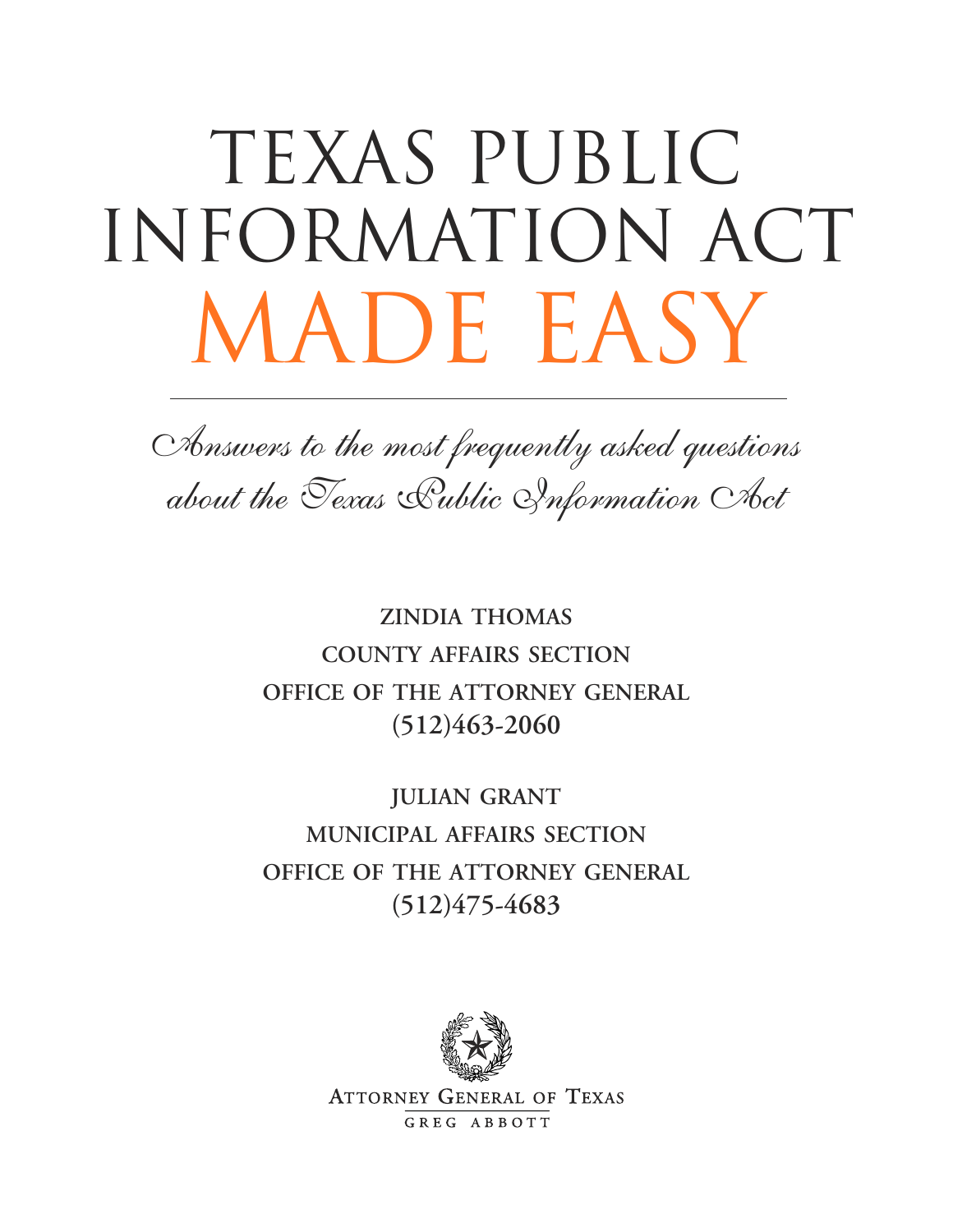# TEXAS PUBLIC INFORMATION ACT MADE EASY

*Answers to the most frequently asked questions about the Texas Public Information Act*

**ZINDIA THOMAS**
**COUNTY AFFAIRS SECTION**
**OFFICE OF THE ATTORNEY GENERAL**
**(512)463-2060**

**JULIAN GRANT**
**MUNICIPAL AFFAIRS SECTION**
**OFFICE OF THE ATTORNEY GENERAL**
**(512)475-4683**

ATTORNEY GENERAL OF TEXAS
GREG ABBOTT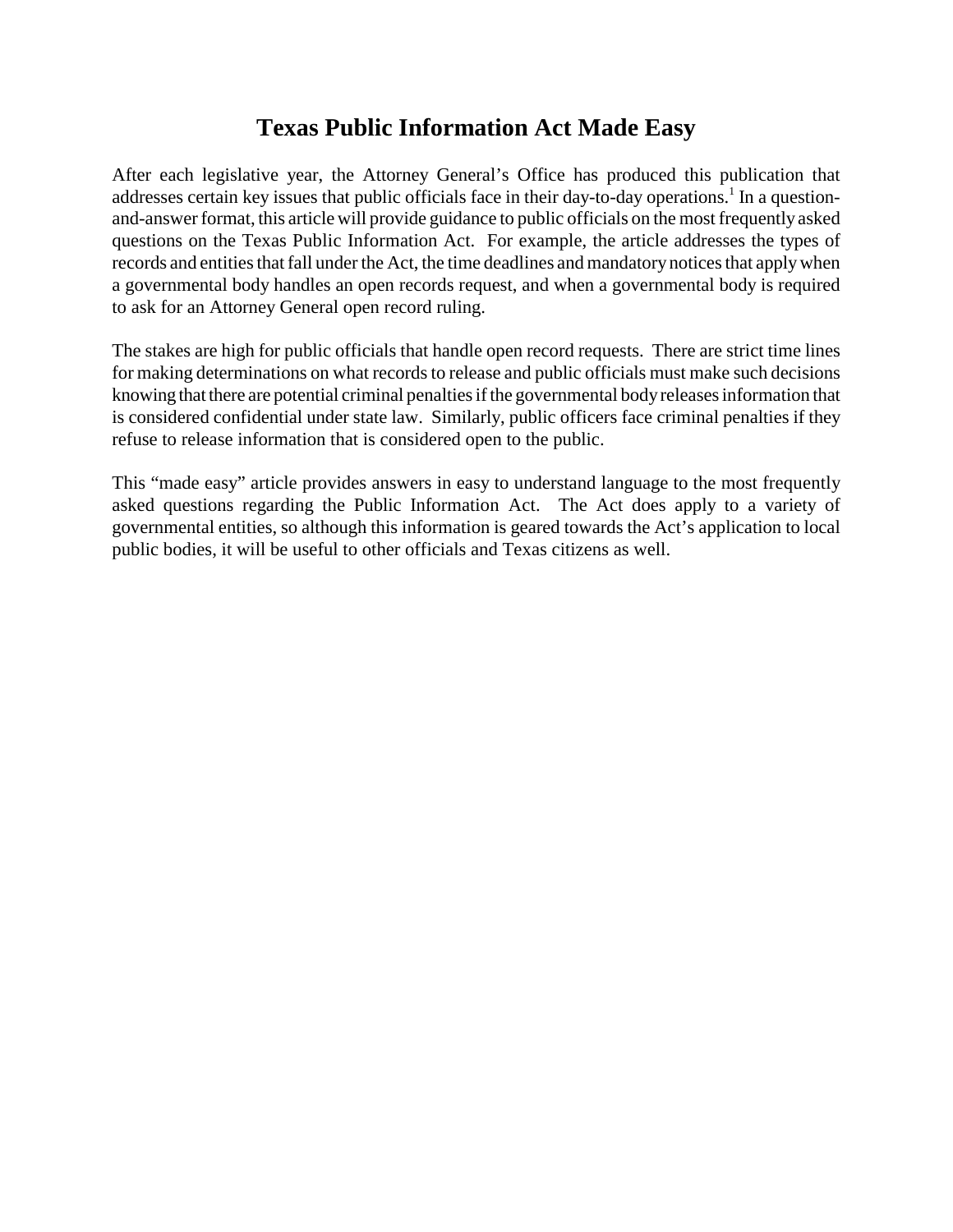# Texas Public Information Act Made Easy

After each legislative year, the Attorney General's Office has produced this publication that addresses certain key issues that public officials face in their day-to-day operations.[1] In a question-and-answer format, this article will provide guidance to public officials on the most frequently asked questions on the Texas Public Information Act. For example, the article addresses the types of records and entities that fall under the Act, the time deadlines and mandatory notices that apply when a governmental body handles an open records request, and when a governmental body is required to ask for an Attorney General open record ruling.

The stakes are high for public officials that handle open record requests. There are strict time lines for making determinations on what records to release and public officials must make such decisions knowing that there are potential criminal penalties if the governmental body releases information that is considered confidential under state law. Similarly, public officers face criminal penalties if they refuse to release information that is considered open to the public.

This "made easy" article provides answers in easy to understand language to the most frequently asked questions regarding the Public Information Act. The Act does apply to a variety of governmental entities, so although this information is geared towards the Act's application to local public bodies, it will be useful to other officials and Texas citizens as well.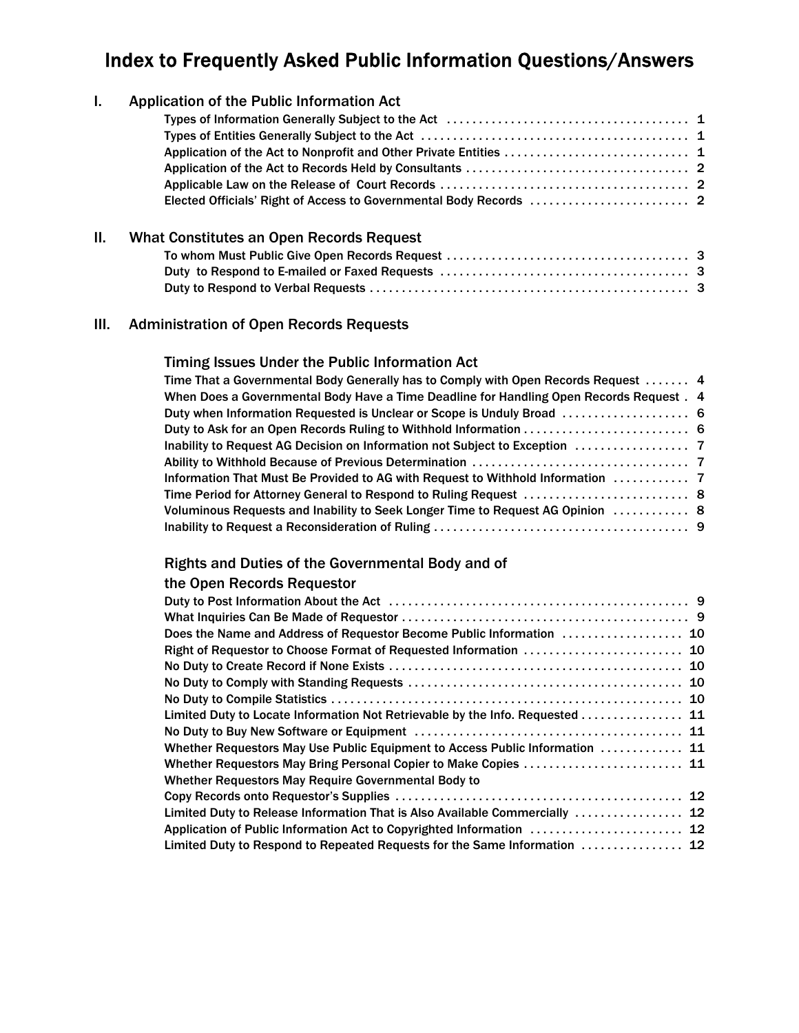# Index to Frequently Asked Public Information Questions/Answers

## I. Application of the Public Information Act

- Types of Information Generally Subject to the Act ... 1
- Types of Entities Generally Subject to the Act ... 1
- Application of the Act to Nonprofit and Other Private Entities ... 1
- Application of the Act to Records Held by Consultants ... 2
- Applicable Law on the Release of Court Records ... 2
- Elected Officials' Right of Access to Governmental Body Records ... 2

## II. What Constitutes an Open Records Request

- To whom Must Public Give Open Records Request ... 3
- Duty to Respond to E-mailed or Faxed Requests ... 3
- Duty to Respond to Verbal Requests ... 3

## III. Administration of Open Records Requests

### Timing Issues Under the Public Information Act

- Time That a Governmental Body Generally has to Comply with Open Records Request ... 4
- When Does a Governmental Body Have a Time Deadline for Handling Open Records Request ... 4
- Duty when Information Requested is Unclear or Scope is Unduly Broad ... 6
- Duty to Ask for an Open Records Ruling to Withhold Information ... 6
- Inability to Request AG Decision on Information not Subject to Exception ... 7
- Ability to Withhold Because of Previous Determination ... 7
- Information That Must Be Provided to AG with Request to Withhold Information ... 7
- Time Period for Attorney General to Respond to Ruling Request ... 8
- Voluminous Requests and Inability to Seek Longer Time to Request AG Opinion ... 8
- Inability to Request a Reconsideration of Ruling ... 9

### Rights and Duties of the Governmental Body and of the Open Records Requestor

- Duty to Post Information About the Act ... 9
- What Inquiries Can Be Made of Requestor ... 9
- Does the Name and Address of Requestor Become Public Information ... 10
- Right of Requestor to Choose Format of Requested Information ... 10
- No Duty to Create Record if None Exists ... 10
- No Duty to Comply with Standing Requests ... 10
- No Duty to Compile Statistics ... 10
- Limited Duty to Locate Information Not Retrievable by the Info. Requested ... 11
- No Duty to Buy New Software or Equipment ... 11
- Whether Requestors May Use Public Equipment to Access Public Information ... 11
- Whether Requestors May Bring Personal Copier to Make Copies ... 11
- Whether Requestors May Require Governmental Body to Copy Records onto Requestor's Supplies ... 12
- Limited Duty to Release Information That is Also Available Commercially ... 12
- Application of Public Information Act to Copyrighted Information ... 12
- Limited Duty to Respond to Repeated Requests for the Same Information ... 12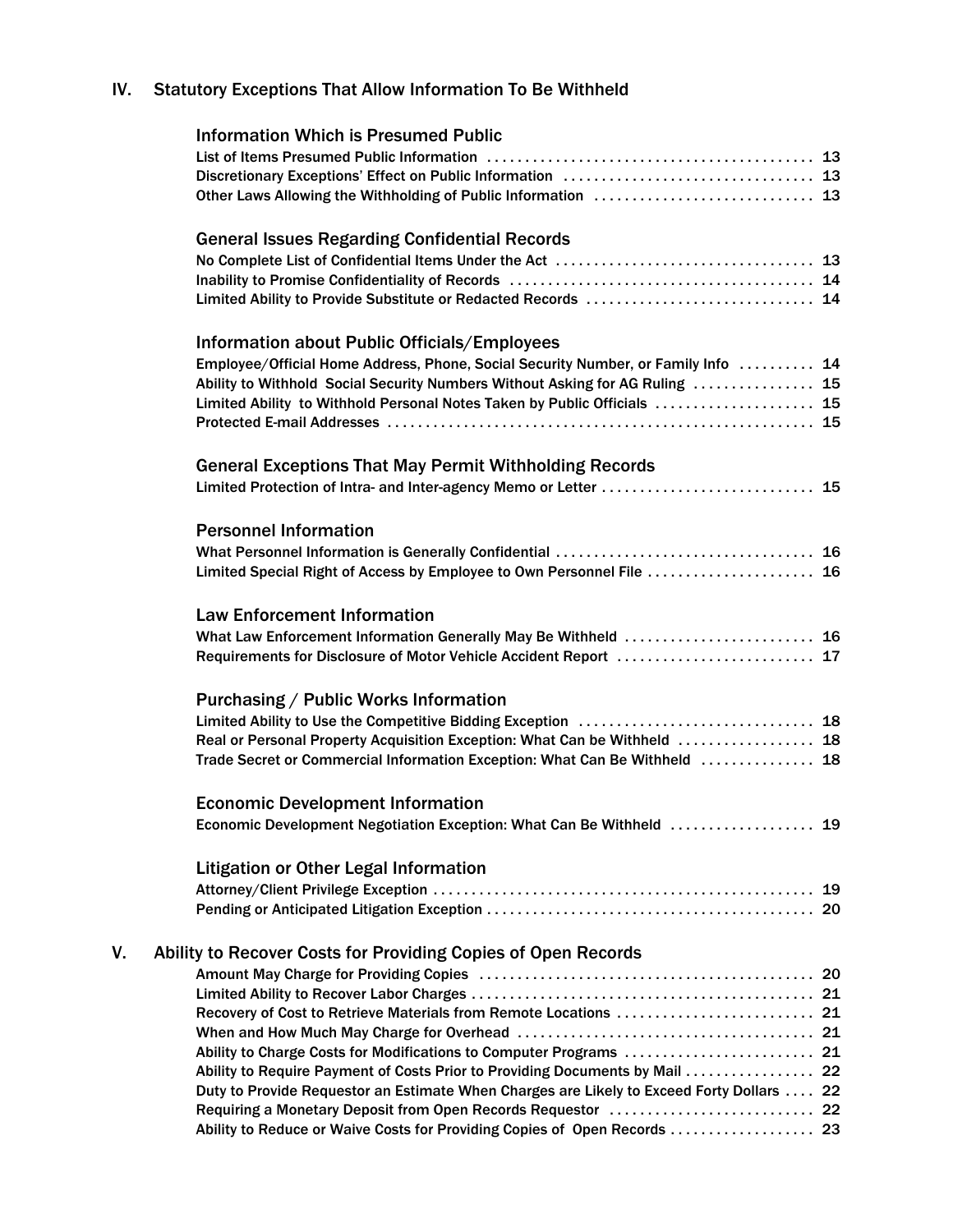## IV. Statutory Exceptions That Allow Information To Be Withheld

### Information Which is Presumed Public

- List of Items Presumed Public Information ........ 13
- Discretionary Exceptions' Effect on Public Information ........ 13
- Other Laws Allowing the Withholding of Public Information ........ 13

### General Issues Regarding Confidential Records

- No Complete List of Confidential Items Under the Act ........ 13
- Inability to Promise Confidentiality of Records ........ 14
- Limited Ability to Provide Substitute or Redacted Records ........ 14

### Information about Public Officials/Employees

- Employee/Official Home Address, Phone, Social Security Number, or Family Info ........ 14
- Ability to Withhold Social Security Numbers Without Asking for AG Ruling ........ 15
- Limited Ability to Withhold Personal Notes Taken by Public Officials ........ 15
- Protected E-mail Addresses ........ 15

### General Exceptions That May Permit Withholding Records

- Limited Protection of Intra- and Inter-agency Memo or Letter ........ 15

### Personnel Information

- What Personnel Information is Generally Confidential ........ 16
- Limited Special Right of Access by Employee to Own Personnel File ........ 16

### Law Enforcement Information

- What Law Enforcement Information Generally May Be Withheld ........ 16
- Requirements for Disclosure of Motor Vehicle Accident Report ........ 17

### Purchasing / Public Works Information

- Limited Ability to Use the Competitive Bidding Exception ........ 18
- Real or Personal Property Acquisition Exception: What Can be Withheld ........ 18
- Trade Secret or Commercial Information Exception: What Can Be Withheld ........ 18

### Economic Development Information

- Economic Development Negotiation Exception: What Can Be Withheld ........ 19

### Litigation or Other Legal Information

- Attorney/Client Privilege Exception ........ 19
- Pending or Anticipated Litigation Exception ........ 20

## V. Ability to Recover Costs for Providing Copies of Open Records

- Amount May Charge for Providing Copies ........ 20
- Limited Ability to Recover Labor Charges ........ 21
- Recovery of Cost to Retrieve Materials from Remote Locations ........ 21
- When and How Much May Charge for Overhead ........ 21
- Ability to Charge Costs for Modifications to Computer Programs ........ 21
- Ability to Require Payment of Costs Prior to Providing Documents by Mail ........ 22
- Duty to Provide Requestor an Estimate When Charges are Likely to Exceed Forty Dollars ........ 22
- Requiring a Monetary Deposit from Open Records Requestor ........ 22
- Ability to Reduce or Waive Costs for Providing Copies of Open Records ........ 23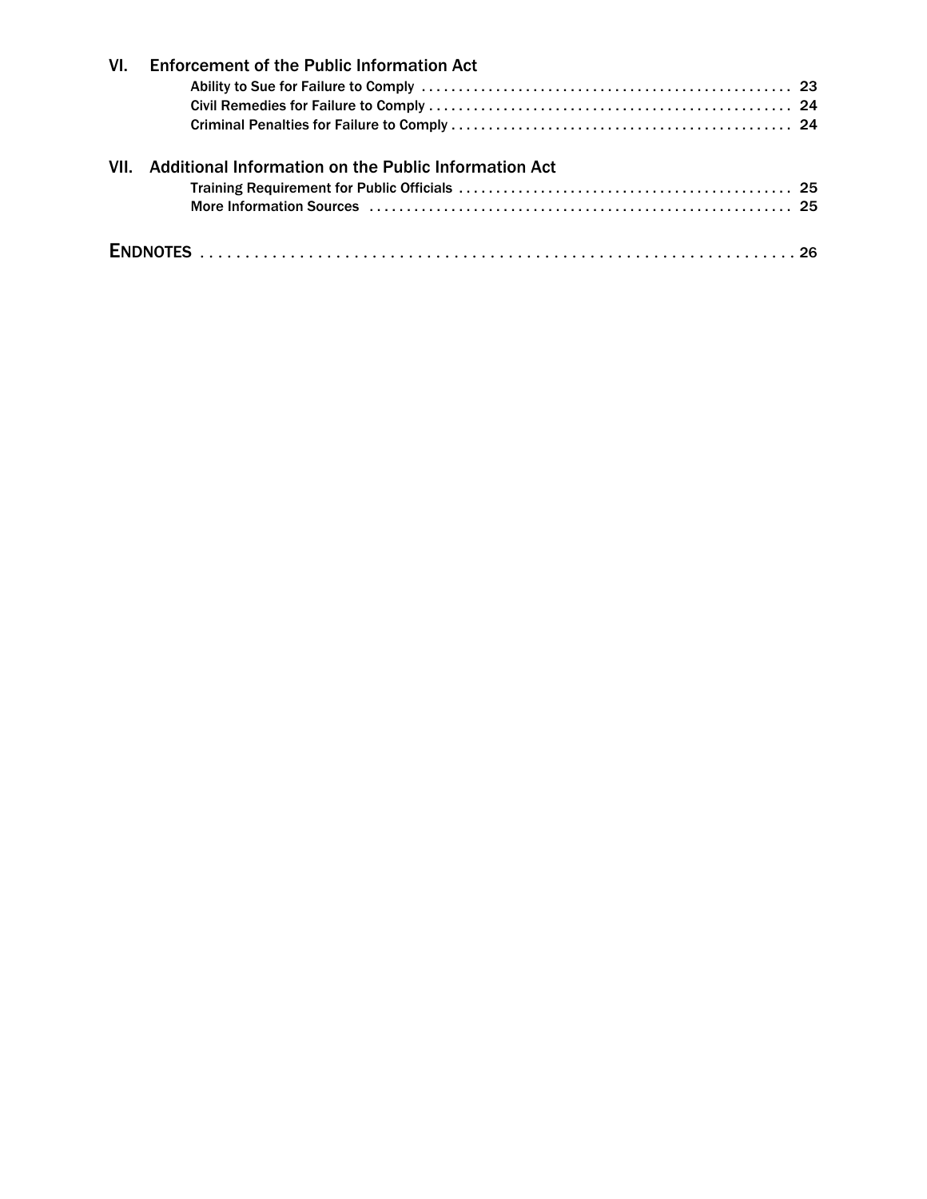## VI. Enforcement of the Public Information Act

- Ability to Sue for Failure to Comply . . . . . . . . . . 23
- Civil Remedies for Failure to Comply . . . . . . . . . . 24
- Criminal Penalties for Failure to Comply . . . . . . . . . . 24

## VII. Additional Information on the Public Information Act

- Training Requirement for Public Officials . . . . . . . . . . 25
- More Information Sources . . . . . . . . . . 25

## ENDNOTES . . . . . . . . . . 26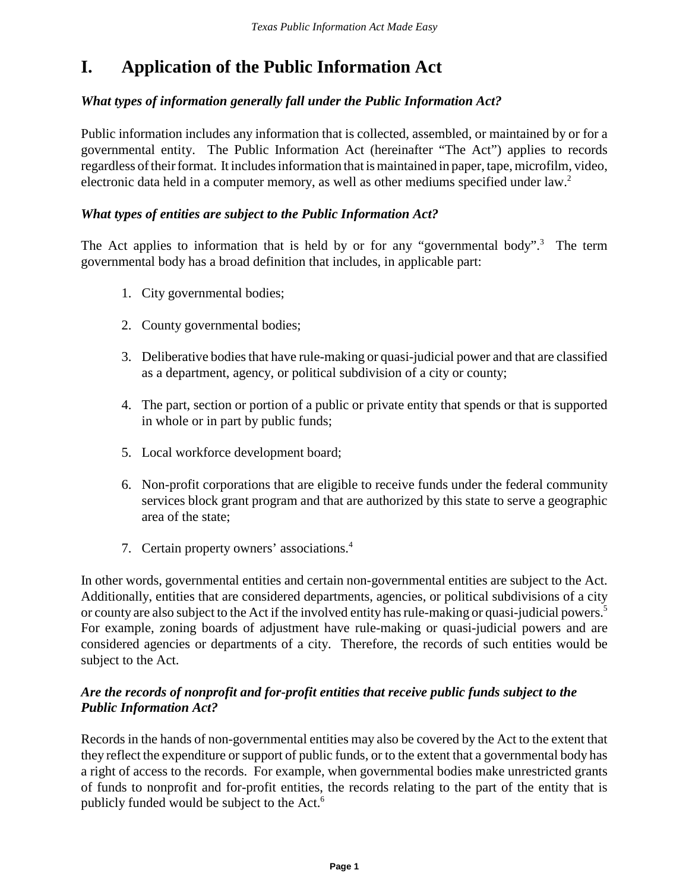# I. Application of the Public Information Act

***What types of information generally fall under the Public Information Act?***

Public information includes any information that is collected, assembled, or maintained by or for a governmental entity. The Public Information Act (hereinafter "The Act") applies to records regardless of their format. It includes information that is maintained in paper, tape, microfilm, video, electronic data held in a computer memory, as well as other mediums specified under law.[2]

***What types of entities are subject to the Public Information Act?***

The Act applies to information that is held by or for any "governmental body".[3] The term governmental body has a broad definition that includes, in applicable part:

1. City governmental bodies;
2. County governmental bodies;
3. Deliberative bodies that have rule-making or quasi-judicial power and that are classified as a department, agency, or political subdivision of a city or county;
4. The part, section or portion of a public or private entity that spends or that is supported in whole or in part by public funds;
5. Local workforce development board;
6. Non-profit corporations that are eligible to receive funds under the federal community services block grant program and that are authorized by this state to serve a geographic area of the state;
7. Certain property owners' associations.[4]

In other words, governmental entities and certain non-governmental entities are subject to the Act. Additionally, entities that are considered departments, agencies, or political subdivisions of a city or county are also subject to the Act if the involved entity has rule-making or quasi-judicial powers.[5] For example, zoning boards of adjustment have rule-making or quasi-judicial powers and are considered agencies or departments of a city. Therefore, the records of such entities would be subject to the Act.

***Are the records of nonprofit and for-profit entities that receive public funds subject to the Public Information Act?***

Records in the hands of non-governmental entities may also be covered by the Act to the extent that they reflect the expenditure or support of public funds, or to the extent that a governmental body has a right of access to the records. For example, when governmental bodies make unrestricted grants of funds to nonprofit and for-profit entities, the records relating to the part of the entity that is publicly funded would be subject to the Act.[6]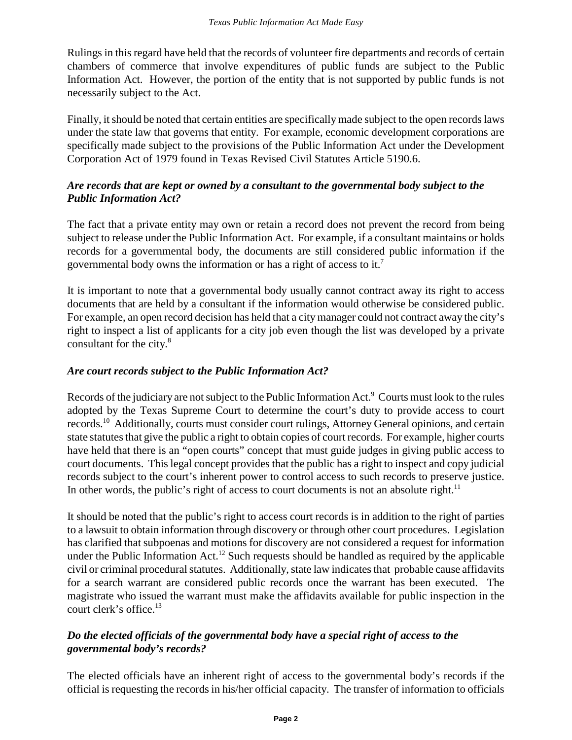Rulings in this regard have held that the records of volunteer fire departments and records of certain chambers of commerce that involve expenditures of public funds are subject to the Public Information Act. However, the portion of the entity that is not supported by public funds is not necessarily subject to the Act.

Finally, it should be noted that certain entities are specifically made subject to the open records laws under the state law that governs that entity. For example, economic development corporations are specifically made subject to the provisions of the Public Information Act under the Development Corporation Act of 1979 found in Texas Revised Civil Statutes Article 5190.6.

***Are records that are kept or owned by a consultant to the governmental body subject to the Public Information Act?***

The fact that a private entity may own or retain a record does not prevent the record from being subject to release under the Public Information Act. For example, if a consultant maintains or holds records for a governmental body, the documents are still considered public information if the governmental body owns the information or has a right of access to it.[7]

It is important to note that a governmental body usually cannot contract away its right to access documents that are held by a consultant if the information would otherwise be considered public. For example, an open record decision has held that a city manager could not contract away the city's right to inspect a list of applicants for a city job even though the list was developed by a private consultant for the city.[8]

***Are court records subject to the Public Information Act?***

Records of the judiciary are not subject to the Public Information Act.[9] Courts must look to the rules adopted by the Texas Supreme Court to determine the court's duty to provide access to court records.[10] Additionally, courts must consider court rulings, Attorney General opinions, and certain state statutes that give the public a right to obtain copies of court records. For example, higher courts have held that there is an "open courts" concept that must guide judges in giving public access to court documents. This legal concept provides that the public has a right to inspect and copy judicial records subject to the court's inherent power to control access to such records to preserve justice. In other words, the public's right of access to court documents is not an absolute right.[11]

It should be noted that the public's right to access court records is in addition to the right of parties to a lawsuit to obtain information through discovery or through other court procedures. Legislation has clarified that subpoenas and motions for discovery are not considered a request for information under the Public Information Act.[12] Such requests should be handled as required by the applicable civil or criminal procedural statutes. Additionally, state law indicates that probable cause affidavits for a search warrant are considered public records once the warrant has been executed. The magistrate who issued the warrant must make the affidavits available for public inspection in the court clerk's office.[13]

***Do the elected officials of the governmental body have a special right of access to the governmental body's records?***

The elected officials have an inherent right of access to the governmental body's records if the official is requesting the records in his/her official capacity. The transfer of information to officials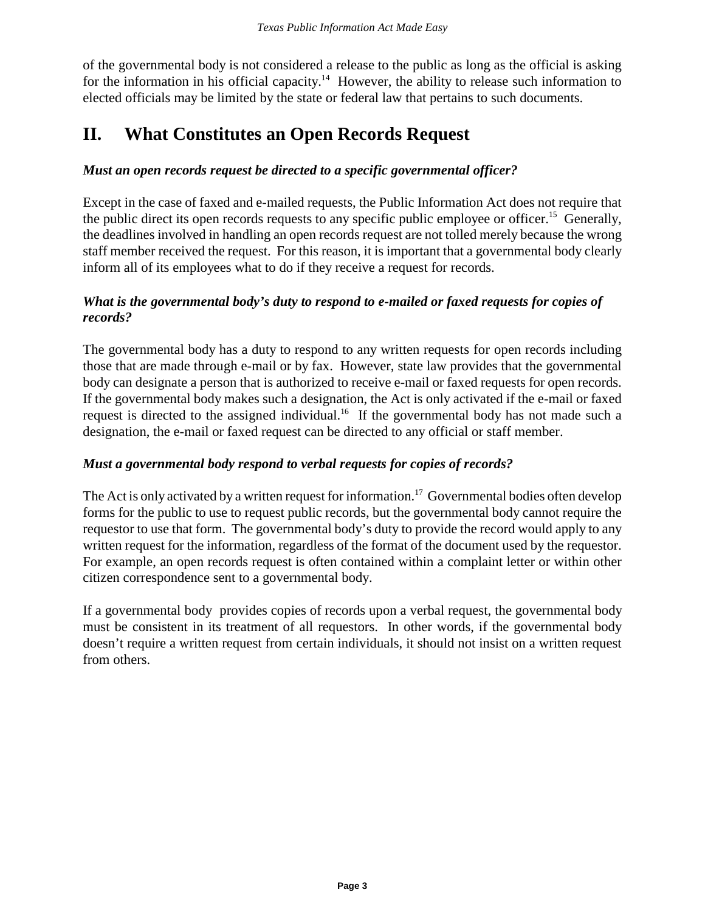of the governmental body is not considered a release to the public as long as the official is asking for the information in his official capacity.[14] However, the ability to release such information to elected officials may be limited by the state or federal law that pertains to such documents.

## II. What Constitutes an Open Records Request

***Must an open records request be directed to a specific governmental officer?***

Except in the case of faxed and e-mailed requests, the Public Information Act does not require that the public direct its open records requests to any specific public employee or officer.[15] Generally, the deadlines involved in handling an open records request are not tolled merely because the wrong staff member received the request. For this reason, it is important that a governmental body clearly inform all of its employees what to do if they receive a request for records.

***What is the governmental body's duty to respond to e-mailed or faxed requests for copies of records?***

The governmental body has a duty to respond to any written requests for open records including those that are made through e-mail or by fax. However, state law provides that the governmental body can designate a person that is authorized to receive e-mail or faxed requests for open records. If the governmental body makes such a designation, the Act is only activated if the e-mail or faxed request is directed to the assigned individual.[16] If the governmental body has not made such a designation, the e-mail or faxed request can be directed to any official or staff member.

***Must a governmental body respond to verbal requests for copies of records?***

The Act is only activated by a written request for information.[17] Governmental bodies often develop forms for the public to use to request public records, but the governmental body cannot require the requestor to use that form. The governmental body's duty to provide the record would apply to any written request for the information, regardless of the format of the document used by the requestor. For example, an open records request is often contained within a complaint letter or within other citizen correspondence sent to a governmental body.

If a governmental body provides copies of records upon a verbal request, the governmental body must be consistent in its treatment of all requestors. In other words, if the governmental body doesn't require a written request from certain individuals, it should not insist on a written request from others.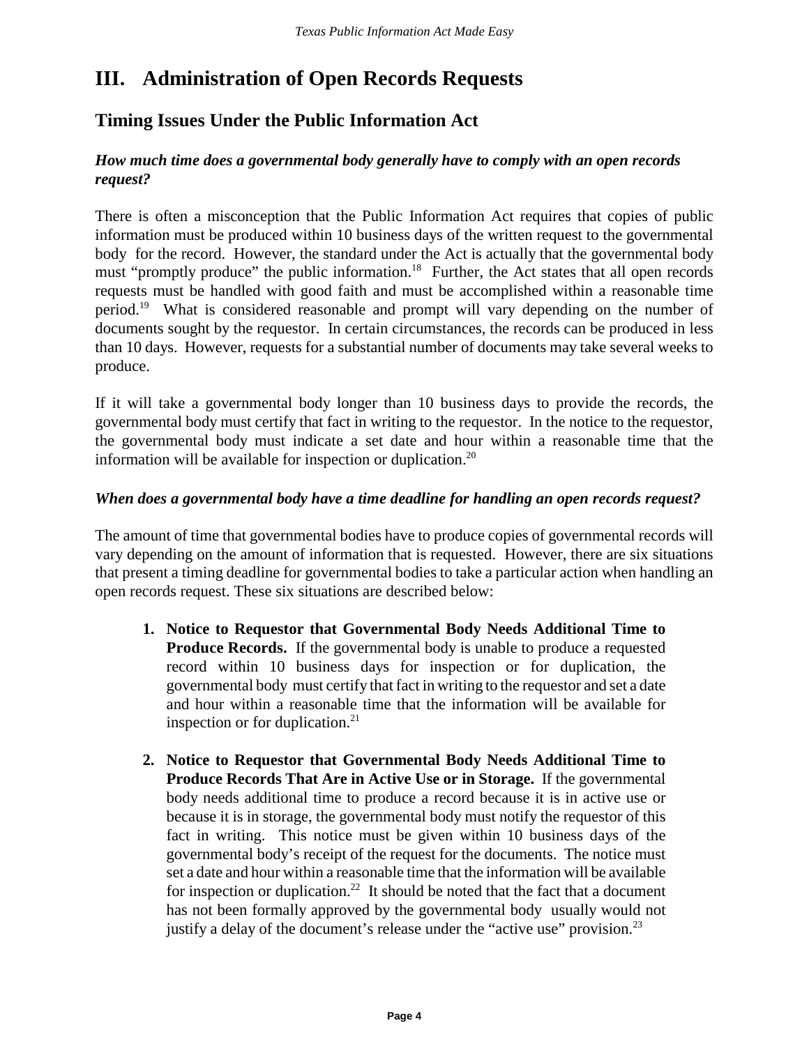# III. Administration of Open Records Requests

## Timing Issues Under the Public Information Act

### *How much time does a governmental body generally have to comply with an open records request?*

There is often a misconception that the Public Information Act requires that copies of public information must be produced within 10 business days of the written request to the governmental body for the record. However, the standard under the Act is actually that the governmental body must "promptly produce" the public information.[18] Further, the Act states that all open records requests must be handled with good faith and must be accomplished within a reasonable time period.[19] What is considered reasonable and prompt will vary depending on the number of documents sought by the requestor. In certain circumstances, the records can be produced in less than 10 days. However, requests for a substantial number of documents may take several weeks to produce.

If it will take a governmental body longer than 10 business days to provide the records, the governmental body must certify that fact in writing to the requestor. In the notice to the requestor, the governmental body must indicate a set date and hour within a reasonable time that the information will be available for inspection or duplication.[20]

### *When does a governmental body have a time deadline for handling an open records request?*

The amount of time that governmental bodies have to produce copies of governmental records will vary depending on the amount of information that is requested. However, there are six situations that present a timing deadline for governmental bodies to take a particular action when handling an open records request. These six situations are described below:

1. **Notice to Requestor that Governmental Body Needs Additional Time to Produce Records.** If the governmental body is unable to produce a requested record within 10 business days for inspection or for duplication, the governmental body must certify that fact in writing to the requestor and set a date and hour within a reasonable time that the information will be available for inspection or for duplication.[21]

2. **Notice to Requestor that Governmental Body Needs Additional Time to Produce Records That Are in Active Use or in Storage.** If the governmental body needs additional time to produce a record because it is in active use or because it is in storage, the governmental body must notify the requestor of this fact in writing. This notice must be given within 10 business days of the governmental body's receipt of the request for the documents. The notice must set a date and hour within a reasonable time that the information will be available for inspection or duplication.[22] It should be noted that the fact that a document has not been formally approved by the governmental body usually would not justify a delay of the document's release under the "active use" provision.[23]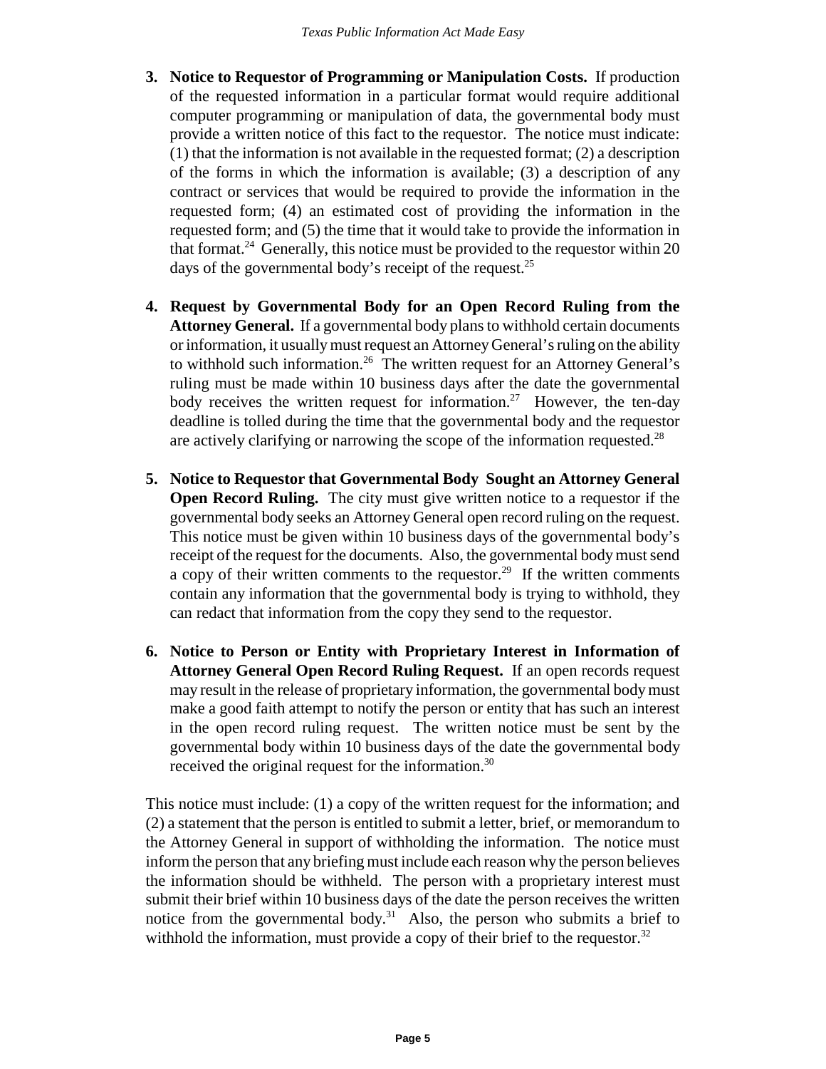3. **Notice to Requestor of Programming or Manipulation Costs.** If production of the requested information in a particular format would require additional computer programming or manipulation of data, the governmental body must provide a written notice of this fact to the requestor. The notice must indicate: (1) that the information is not available in the requested format; (2) a description of the forms in which the information is available; (3) a description of any contract or services that would be required to provide the information in the requested form; (4) an estimated cost of providing the information in the requested form; and (5) the time that it would take to provide the information in that format.[24] Generally, this notice must be provided to the requestor within 20 days of the governmental body's receipt of the request.[25]

4. **Request by Governmental Body for an Open Record Ruling from the Attorney General.** If a governmental body plans to withhold certain documents or information, it usually must request an Attorney General's ruling on the ability to withhold such information.[26] The written request for an Attorney General's ruling must be made within 10 business days after the date the governmental body receives the written request for information.[27] However, the ten-day deadline is tolled during the time that the governmental body and the requestor are actively clarifying or narrowing the scope of the information requested.[28]

5. **Notice to Requestor that Governmental Body Sought an Attorney General Open Record Ruling.** The city must give written notice to a requestor if the governmental body seeks an Attorney General open record ruling on the request. This notice must be given within 10 business days of the governmental body's receipt of the request for the documents. Also, the governmental body must send a copy of their written comments to the requestor.[29] If the written comments contain any information that the governmental body is trying to withhold, they can redact that information from the copy they send to the requestor.

6. **Notice to Person or Entity with Proprietary Interest in Information of Attorney General Open Record Ruling Request.** If an open records request may result in the release of proprietary information, the governmental body must make a good faith attempt to notify the person or entity that has such an interest in the open record ruling request. The written notice must be sent by the governmental body within 10 business days of the date the governmental body received the original request for the information.[30]

This notice must include: (1) a copy of the written request for the information; and (2) a statement that the person is entitled to submit a letter, brief, or memorandum to the Attorney General in support of withholding the information. The notice must inform the person that any briefing must include each reason why the person believes the information should be withheld. The person with a proprietary interest must submit their brief within 10 business days of the date the person receives the written notice from the governmental body.[31] Also, the person who submits a brief to withhold the information, must provide a copy of their brief to the requestor.[32]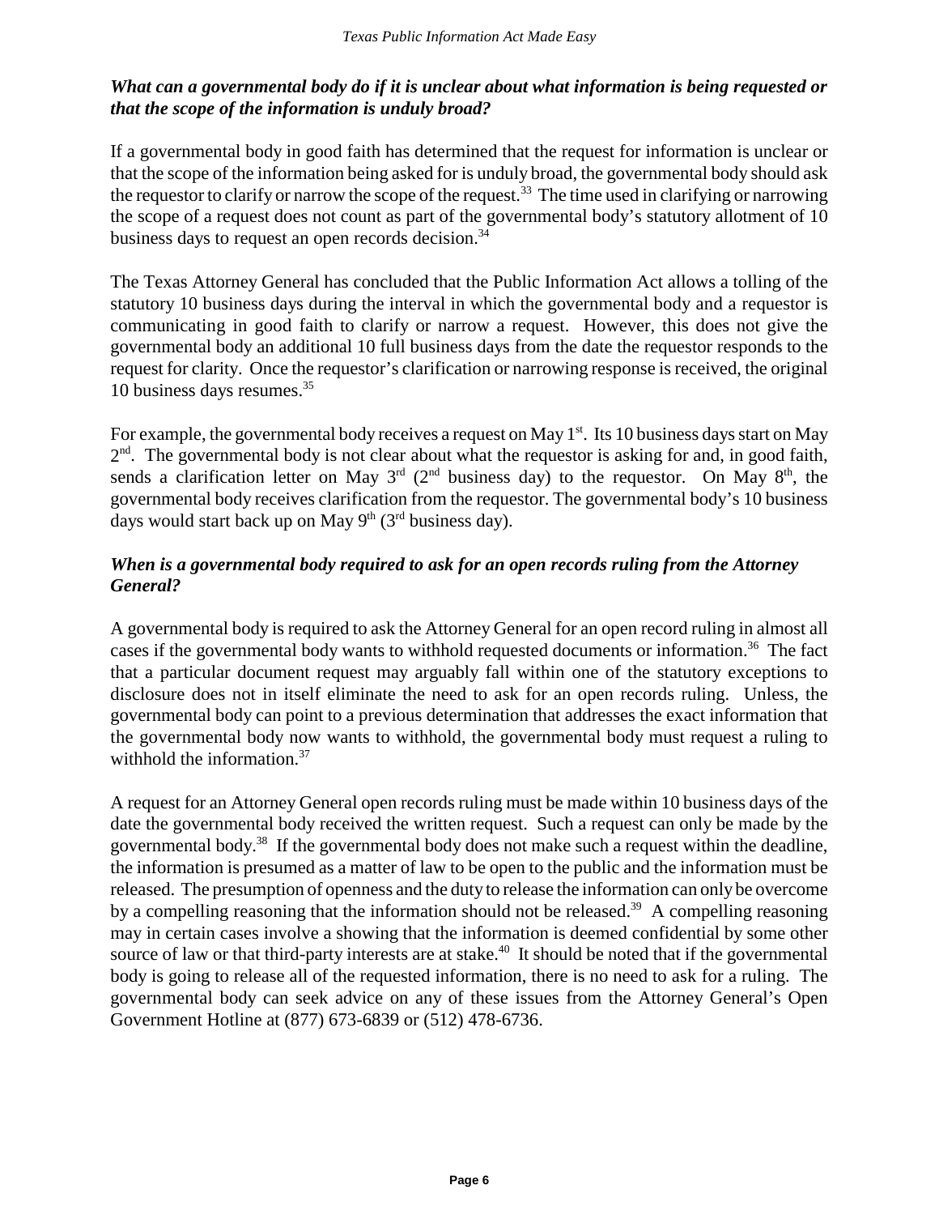### *What can a governmental body do if it is unclear about what information is being requested or that the scope of the information is unduly broad?*

If a governmental body in good faith has determined that the request for information is unclear or that the scope of the information being asked for is unduly broad, the governmental body should ask the requestor to clarify or narrow the scope of the request.[33] The time used in clarifying or narrowing the scope of a request does not count as part of the governmental body's statutory allotment of 10 business days to request an open records decision.[34]

The Texas Attorney General has concluded that the Public Information Act allows a tolling of the statutory 10 business days during the interval in which the governmental body and a requestor is communicating in good faith to clarify or narrow a request. However, this does not give the governmental body an additional 10 full business days from the date the requestor responds to the request for clarity. Once the requestor's clarification or narrowing response is received, the original 10 business days resumes.[35]

For example, the governmental body receives a request on May 1st. Its 10 business days start on May 2nd. The governmental body is not clear about what the requestor is asking for and, in good faith, sends a clarification letter on May 3rd (2nd business day) to the requestor. On May 8th, the governmental body receives clarification from the requestor. The governmental body's 10 business days would start back up on May 9th (3rd business day).

### *When is a governmental body required to ask for an open records ruling from the Attorney General?*

A governmental body is required to ask the Attorney General for an open record ruling in almost all cases if the governmental body wants to withhold requested documents or information.[36] The fact that a particular document request may arguably fall within one of the statutory exceptions to disclosure does not in itself eliminate the need to ask for an open records ruling. Unless, the governmental body can point to a previous determination that addresses the exact information that the governmental body now wants to withhold, the governmental body must request a ruling to withhold the information.[37]

A request for an Attorney General open records ruling must be made within 10 business days of the date the governmental body received the written request. Such a request can only be made by the governmental body.[38] If the governmental body does not make such a request within the deadline, the information is presumed as a matter of law to be open to the public and the information must be released. The presumption of openness and the duty to release the information can only be overcome by a compelling reasoning that the information should not be released.[39] A compelling reasoning may in certain cases involve a showing that the information is deemed confidential by some other source of law or that third-party interests are at stake.[40] It should be noted that if the governmental body is going to release all of the requested information, there is no need to ask for a ruling. The governmental body can seek advice on any of these issues from the Attorney General's Open Government Hotline at (877) 673-6839 or (512) 478-6736.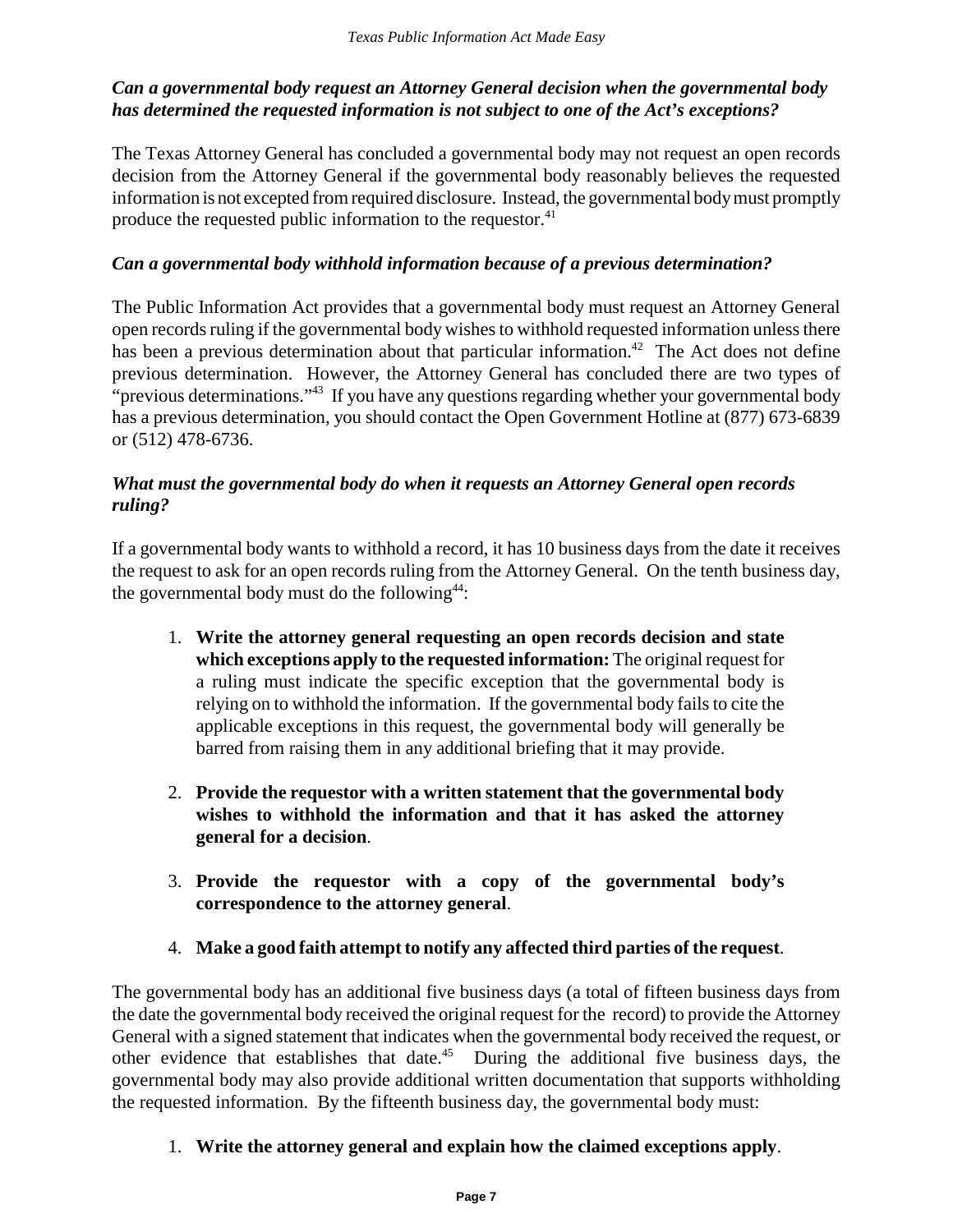### *Can a governmental body request an Attorney General decision when the governmental body has determined the requested information is not subject to one of the Act's exceptions?*

The Texas Attorney General has concluded a governmental body may not request an open records decision from the Attorney General if the governmental body reasonably believes the requested information is not excepted from required disclosure. Instead, the governmental body must promptly produce the requested public information to the requestor.[41]

### *Can a governmental body withhold information because of a previous determination?*

The Public Information Act provides that a governmental body must request an Attorney General open records ruling if the governmental body wishes to withhold requested information unless there has been a previous determination about that particular information.[42] The Act does not define previous determination. However, the Attorney General has concluded there are two types of "previous determinations."[43] If you have any questions regarding whether your governmental body has a previous determination, you should contact the Open Government Hotline at (877) 673-6839 or (512) 478-6736.

### *What must the governmental body do when it requests an Attorney General open records ruling?*

If a governmental body wants to withhold a record, it has 10 business days from the date it receives the request to ask for an open records ruling from the Attorney General. On the tenth business day, the governmental body must do the following[44]:

1. **Write the attorney general requesting an open records decision and state which exceptions apply to the requested information:** The original request for a ruling must indicate the specific exception that the governmental body is relying on to withhold the information. If the governmental body fails to cite the applicable exceptions in this request, the governmental body will generally be barred from raising them in any additional briefing that it may provide.

2. **Provide the requestor with a written statement that the governmental body wishes to withhold the information and that it has asked the attorney general for a decision**.

3. **Provide the requestor with a copy of the governmental body's correspondence to the attorney general**.

4. **Make a good faith attempt to notify any affected third parties of the request**.

The governmental body has an additional five business days (a total of fifteen business days from the date the governmental body received the original request for the record) to provide the Attorney General with a signed statement that indicates when the governmental body received the request, or other evidence that establishes that date.[45] During the additional five business days, the governmental body may also provide additional written documentation that supports withholding the requested information. By the fifteenth business day, the governmental body must:

1. **Write the attorney general and explain how the claimed exceptions apply**.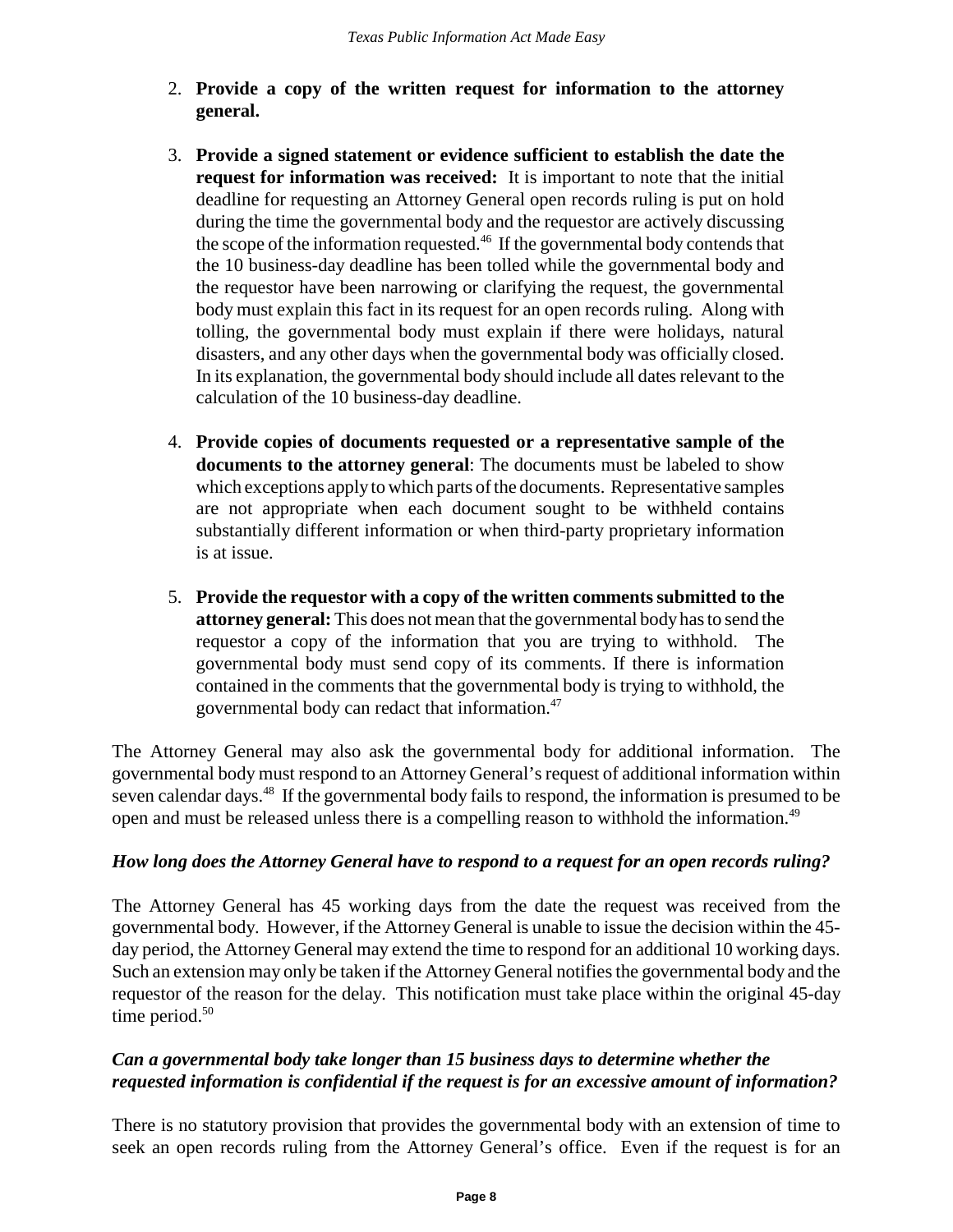2. **Provide a copy of the written request for information to the attorney general.**

3. **Provide a signed statement or evidence sufficient to establish the date the request for information was received:** It is important to note that the initial deadline for requesting an Attorney General open records ruling is put on hold during the time the governmental body and the requestor are actively discussing the scope of the information requested.[46] If the governmental body contends that the 10 business-day deadline has been tolled while the governmental body and the requestor have been narrowing or clarifying the request, the governmental body must explain this fact in its request for an open records ruling. Along with tolling, the governmental body must explain if there were holidays, natural disasters, and any other days when the governmental body was officially closed. In its explanation, the governmental body should include all dates relevant to the calculation of the 10 business-day deadline.

4. **Provide copies of documents requested or a representative sample of the documents to the attorney general**: The documents must be labeled to show which exceptions apply to which parts of the documents. Representative samples are not appropriate when each document sought to be withheld contains substantially different information or when third-party proprietary information is at issue.

5. **Provide the requestor with a copy of the written comments submitted to the attorney general:** This does not mean that the governmental body has to send the requestor a copy of the information that you are trying to withhold. The governmental body must send copy of its comments. If there is information contained in the comments that the governmental body is trying to withhold, the governmental body can redact that information.[47]

The Attorney General may also ask the governmental body for additional information. The governmental body must respond to an Attorney General's request of additional information within seven calendar days.[48] If the governmental body fails to respond, the information is presumed to be open and must be released unless there is a compelling reason to withhold the information.[49]

***How long does the Attorney General have to respond to a request for an open records ruling?***

The Attorney General has 45 working days from the date the request was received from the governmental body. However, if the Attorney General is unable to issue the decision within the 45-day period, the Attorney General may extend the time to respond for an additional 10 working days. Such an extension may only be taken if the Attorney General notifies the governmental body and the requestor of the reason for the delay. This notification must take place within the original 45-day time period.[50]

***Can a governmental body take longer than 15 business days to determine whether the requested information is confidential if the request is for an excessive amount of information?***

There is no statutory provision that provides the governmental body with an extension of time to seek an open records ruling from the Attorney General's office. Even if the request is for an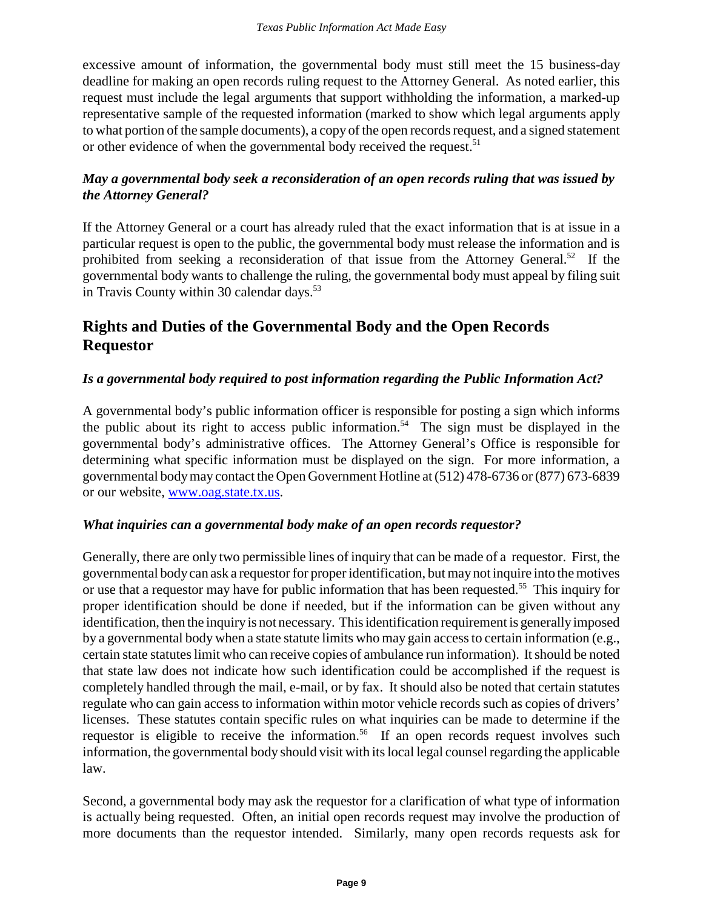excessive amount of information, the governmental body must still meet the 15 business-day deadline for making an open records ruling request to the Attorney General. As noted earlier, this request must include the legal arguments that support withholding the information, a marked-up representative sample of the requested information (marked to show which legal arguments apply to what portion of the sample documents), a copy of the open records request, and a signed statement or other evidence of when the governmental body received the request.[51]

***May a governmental body seek a reconsideration of an open records ruling that was issued by the Attorney General?***

If the Attorney General or a court has already ruled that the exact information that is at issue in a particular request is open to the public, the governmental body must release the information and is prohibited from seeking a reconsideration of that issue from the Attorney General.[52] If the governmental body wants to challenge the ruling, the governmental body must appeal by filing suit in Travis County within 30 calendar days.[53]

## Rights and Duties of the Governmental Body and the Open Records Requestor

***Is a governmental body required to post information regarding the Public Information Act?***

A governmental body's public information officer is responsible for posting a sign which informs the public about its right to access public information.[54] The sign must be displayed in the governmental body's administrative offices. The Attorney General's Office is responsible for determining what specific information must be displayed on the sign. For more information, a governmental body may contact the Open Government Hotline at (512) 478-6736 or (877) 673-6839 or our website, [www.oag.state.tx.us](www.oag.state.tx.us).

***What inquiries can a governmental body make of an open records requestor?***

Generally, there are only two permissible lines of inquiry that can be made of a requestor. First, the governmental body can ask a requestor for proper identification, but may not inquire into the motives or use that a requestor may have for public information that has been requested.[55] This inquiry for proper identification should be done if needed, but if the information can be given without any identification, then the inquiry is not necessary. This identification requirement is generally imposed by a governmental body when a state statute limits who may gain access to certain information (e.g., certain state statutes limit who can receive copies of ambulance run information). It should be noted that state law does not indicate how such identification could be accomplished if the request is completely handled through the mail, e-mail, or by fax. It should also be noted that certain statutes regulate who can gain access to information within motor vehicle records such as copies of drivers' licenses. These statutes contain specific rules on what inquiries can be made to determine if the requestor is eligible to receive the information.[56] If an open records request involves such information, the governmental body should visit with its local legal counsel regarding the applicable law.

Second, a governmental body may ask the requestor for a clarification of what type of information is actually being requested. Often, an initial open records request may involve the production of more documents than the requestor intended. Similarly, many open records requests ask for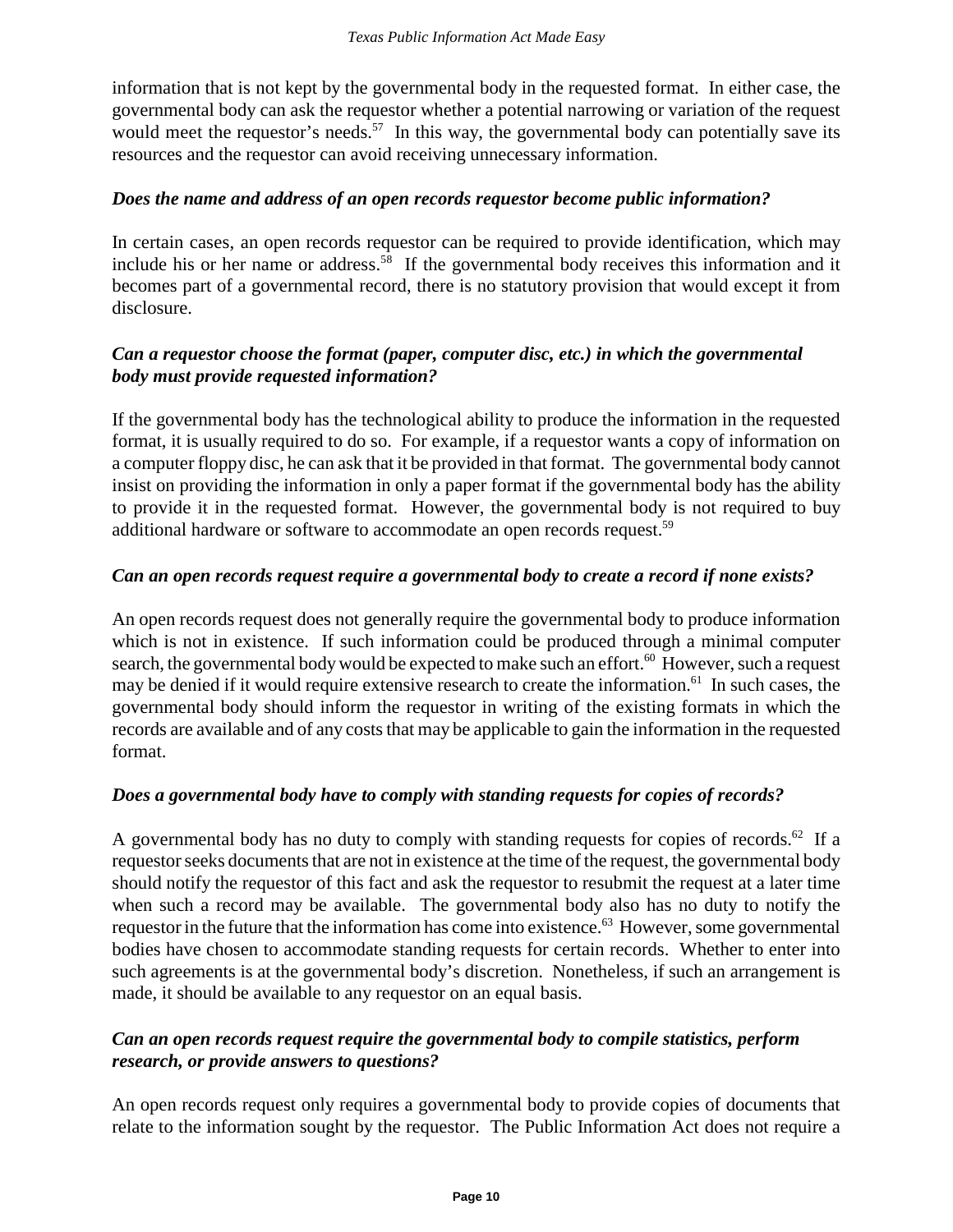information that is not kept by the governmental body in the requested format. In either case, the governmental body can ask the requestor whether a potential narrowing or variation of the request would meet the requestor's needs.[57] In this way, the governmental body can potentially save its resources and the requestor can avoid receiving unnecessary information.

***Does the name and address of an open records requestor become public information?***

In certain cases, an open records requestor can be required to provide identification, which may include his or her name or address.[58] If the governmental body receives this information and it becomes part of a governmental record, there is no statutory provision that would except it from disclosure.

***Can a requestor choose the format (paper, computer disc, etc.) in which the governmental body must provide requested information?***

If the governmental body has the technological ability to produce the information in the requested format, it is usually required to do so. For example, if a requestor wants a copy of information on a computer floppy disc, he can ask that it be provided in that format. The governmental body cannot insist on providing the information in only a paper format if the governmental body has the ability to provide it in the requested format. However, the governmental body is not required to buy additional hardware or software to accommodate an open records request.[59]

***Can an open records request require a governmental body to create a record if none exists?***

An open records request does not generally require the governmental body to produce information which is not in existence. If such information could be produced through a minimal computer search, the governmental body would be expected to make such an effort.[60] However, such a request may be denied if it would require extensive research to create the information.[61] In such cases, the governmental body should inform the requestor in writing of the existing formats in which the records are available and of any costs that may be applicable to gain the information in the requested format.

***Does a governmental body have to comply with standing requests for copies of records?***

A governmental body has no duty to comply with standing requests for copies of records.[62] If a requestor seeks documents that are not in existence at the time of the request, the governmental body should notify the requestor of this fact and ask the requestor to resubmit the request at a later time when such a record may be available. The governmental body also has no duty to notify the requestor in the future that the information has come into existence.[63] However, some governmental bodies have chosen to accommodate standing requests for certain records. Whether to enter into such agreements is at the governmental body's discretion. Nonetheless, if such an arrangement is made, it should be available to any requestor on an equal basis.

***Can an open records request require the governmental body to compile statistics, perform research, or provide answers to questions?***

An open records request only requires a governmental body to provide copies of documents that relate to the information sought by the requestor. The Public Information Act does not require a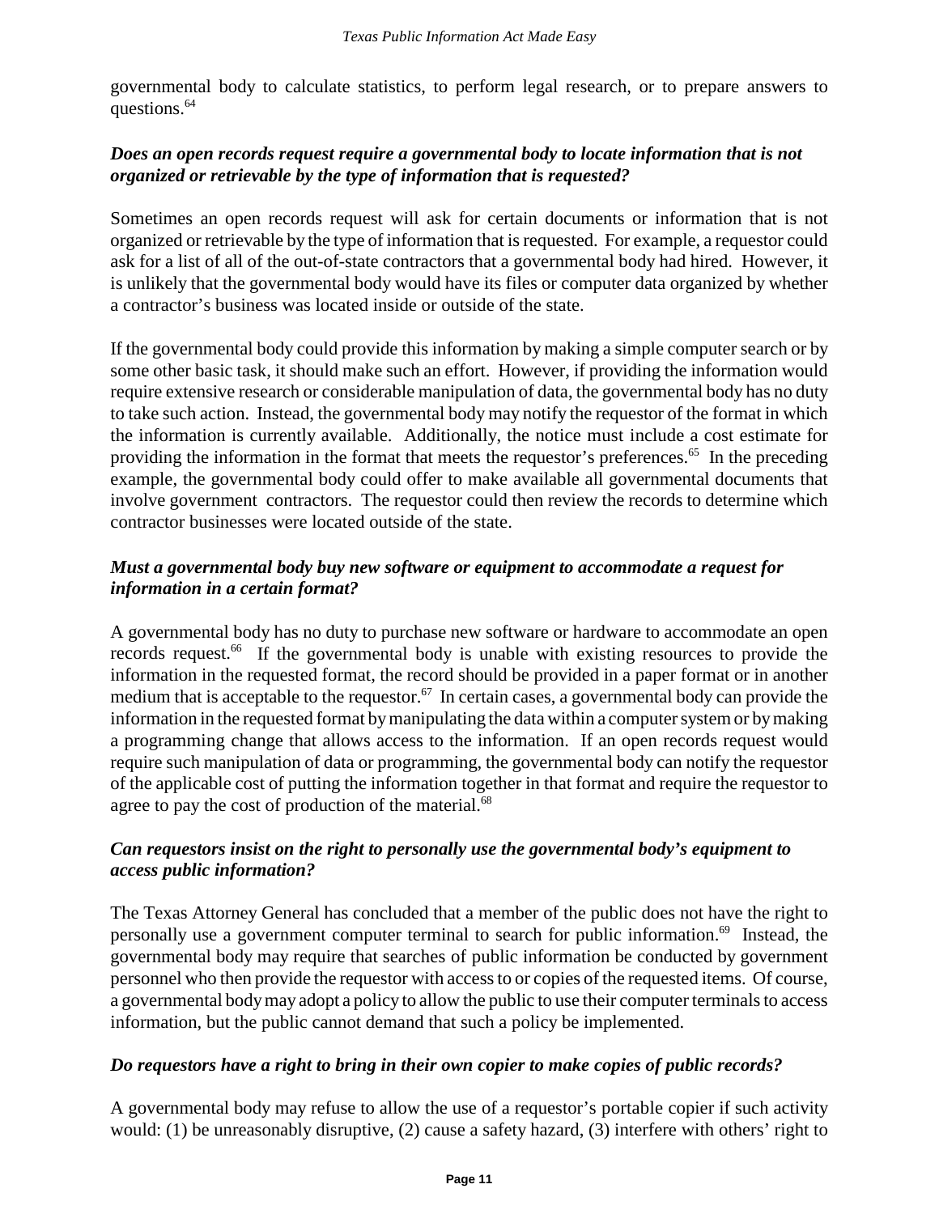governmental body to calculate statistics, to perform legal research, or to prepare answers to questions.[64]

### *Does an open records request require a governmental body to locate information that is not organized or retrievable by the type of information that is requested?*

Sometimes an open records request will ask for certain documents or information that is not organized or retrievable by the type of information that is requested. For example, a requestor could ask for a list of all of the out-of-state contractors that a governmental body had hired. However, it is unlikely that the governmental body would have its files or computer data organized by whether a contractor's business was located inside or outside of the state.

If the governmental body could provide this information by making a simple computer search or by some other basic task, it should make such an effort. However, if providing the information would require extensive research or considerable manipulation of data, the governmental body has no duty to take such action. Instead, the governmental body may notify the requestor of the format in which the information is currently available. Additionally, the notice must include a cost estimate for providing the information in the format that meets the requestor's preferences.[65] In the preceding example, the governmental body could offer to make available all governmental documents that involve government contractors. The requestor could then review the records to determine which contractor businesses were located outside of the state.

### *Must a governmental body buy new software or equipment to accommodate a request for information in a certain format?*

A governmental body has no duty to purchase new software or hardware to accommodate an open records request.[66] If the governmental body is unable with existing resources to provide the information in the requested format, the record should be provided in a paper format or in another medium that is acceptable to the requestor.[67] In certain cases, a governmental body can provide the information in the requested format by manipulating the data within a computer system or by making a programming change that allows access to the information. If an open records request would require such manipulation of data or programming, the governmental body can notify the requestor of the applicable cost of putting the information together in that format and require the requestor to agree to pay the cost of production of the material.[68]

### *Can requestors insist on the right to personally use the governmental body's equipment to access public information?*

The Texas Attorney General has concluded that a member of the public does not have the right to personally use a government computer terminal to search for public information.[69] Instead, the governmental body may require that searches of public information be conducted by government personnel who then provide the requestor with access to or copies of the requested items. Of course, a governmental body may adopt a policy to allow the public to use their computer terminals to access information, but the public cannot demand that such a policy be implemented.

### *Do requestors have a right to bring in their own copier to make copies of public records?*

A governmental body may refuse to allow the use of a requestor's portable copier if such activity would: (1) be unreasonably disruptive, (2) cause a safety hazard, (3) interfere with others' right to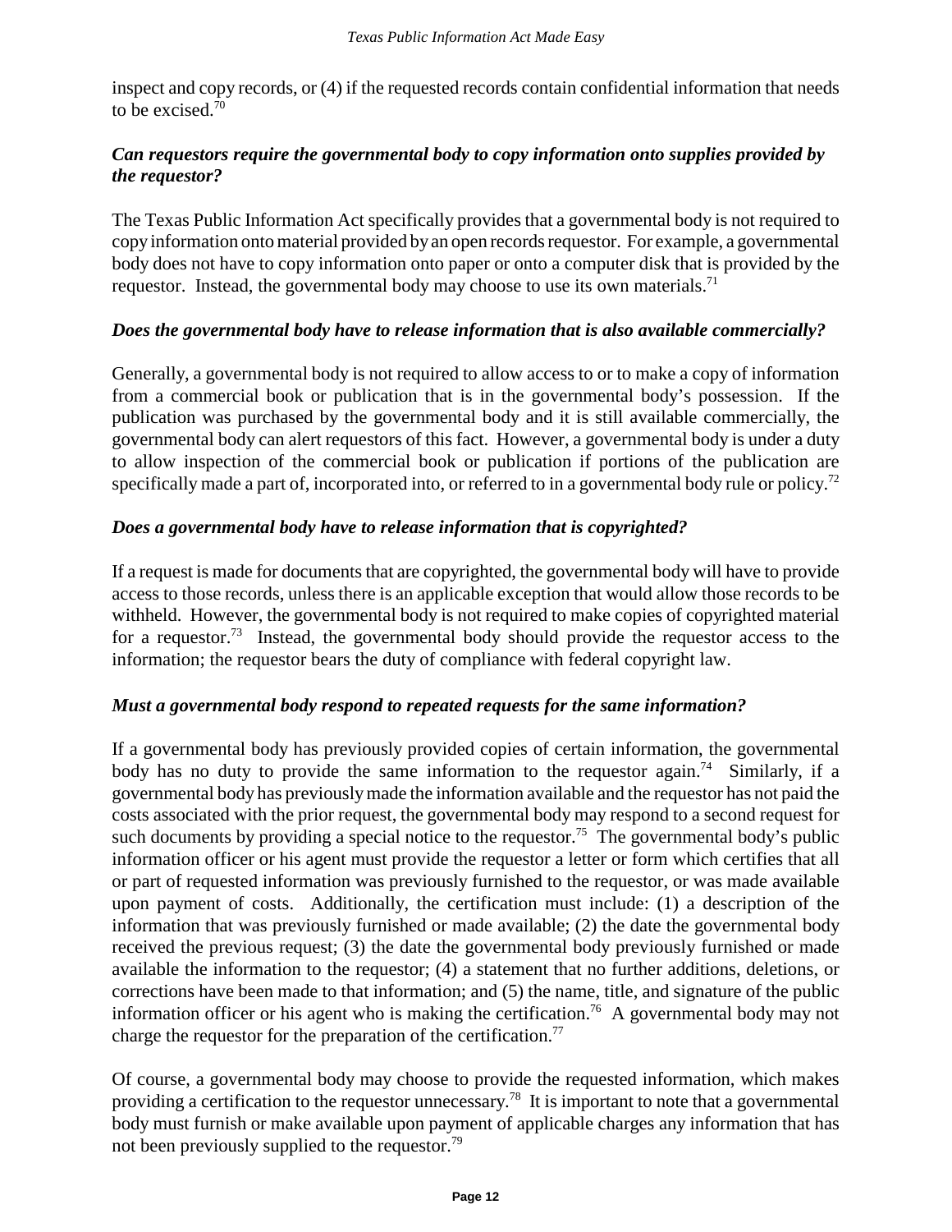inspect and copy records, or (4) if the requested records contain confidential information that needs to be excised.[70]

***Can requestors require the governmental body to copy information onto supplies provided by the requestor?***

The Texas Public Information Act specifically provides that a governmental body is not required to copy information onto material provided by an open records requestor. For example, a governmental body does not have to copy information onto paper or onto a computer disk that is provided by the requestor. Instead, the governmental body may choose to use its own materials.[71]

***Does the governmental body have to release information that is also available commercially?***

Generally, a governmental body is not required to allow access to or to make a copy of information from a commercial book or publication that is in the governmental body's possession. If the publication was purchased by the governmental body and it is still available commercially, the governmental body can alert requestors of this fact. However, a governmental body is under a duty to allow inspection of the commercial book or publication if portions of the publication are specifically made a part of, incorporated into, or referred to in a governmental body rule or policy.[72]

***Does a governmental body have to release information that is copyrighted?***

If a request is made for documents that are copyrighted, the governmental body will have to provide access to those records, unless there is an applicable exception that would allow those records to be withheld. However, the governmental body is not required to make copies of copyrighted material for a requestor.[73] Instead, the governmental body should provide the requestor access to the information; the requestor bears the duty of compliance with federal copyright law.

***Must a governmental body respond to repeated requests for the same information?***

If a governmental body has previously provided copies of certain information, the governmental body has no duty to provide the same information to the requestor again.[74] Similarly, if a governmental body has previously made the information available and the requestor has not paid the costs associated with the prior request, the governmental body may respond to a second request for such documents by providing a special notice to the requestor.[75] The governmental body's public information officer or his agent must provide the requestor a letter or form which certifies that all or part of requested information was previously furnished to the requestor, or was made available upon payment of costs. Additionally, the certification must include: (1) a description of the information that was previously furnished or made available; (2) the date the governmental body received the previous request; (3) the date the governmental body previously furnished or made available the information to the requestor; (4) a statement that no further additions, deletions, or corrections have been made to that information; and (5) the name, title, and signature of the public information officer or his agent who is making the certification.[76] A governmental body may not charge the requestor for the preparation of the certification.[77]

Of course, a governmental body may choose to provide the requested information, which makes providing a certification to the requestor unnecessary.[78] It is important to note that a governmental body must furnish or make available upon payment of applicable charges any information that has not been previously supplied to the requestor.[79]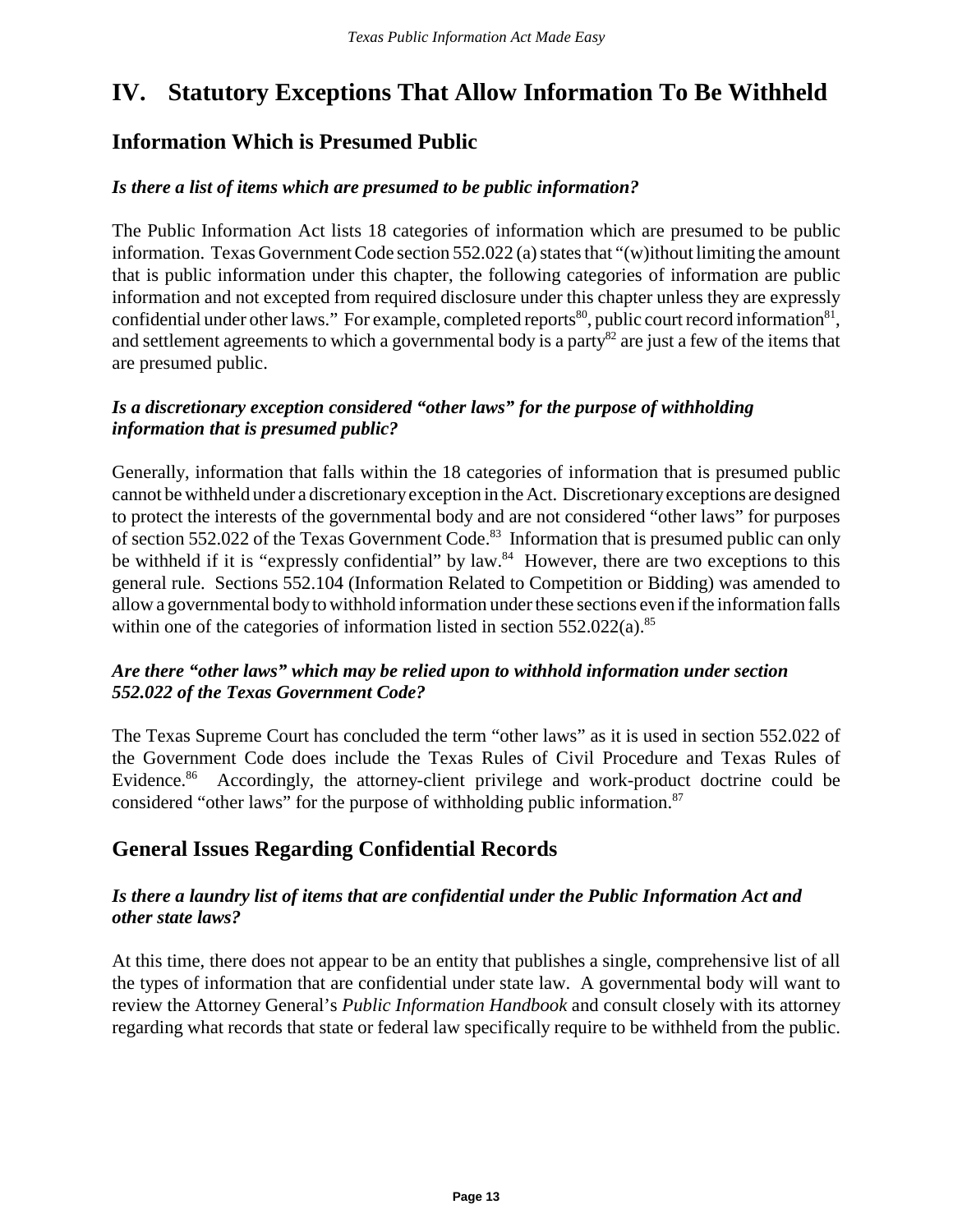# IV. Statutory Exceptions That Allow Information To Be Withheld

## Information Which is Presumed Public

### *Is there a list of items which are presumed to be public information?*

The Public Information Act lists 18 categories of information which are presumed to be public information. Texas Government Code section 552.022 (a) states that "(w)ithout limiting the amount that is public information under this chapter, the following categories of information are public information and not excepted from required disclosure under this chapter unless they are expressly confidential under other laws." For example, completed reports[80], public court record information[81], and settlement agreements to which a governmental body is a party[82] are just a few of the items that are presumed public.

### *Is a discretionary exception considered "other laws" for the purpose of withholding information that is presumed public?*

Generally, information that falls within the 18 categories of information that is presumed public cannot be withheld under a discretionary exception in the Act. Discretionary exceptions are designed to protect the interests of the governmental body and are not considered "other laws" for purposes of section 552.022 of the Texas Government Code.[83] Information that is presumed public can only be withheld if it is "expressly confidential" by law.[84] However, there are two exceptions to this general rule. Sections 552.104 (Information Related to Competition or Bidding) was amended to allow a governmental body to withhold information under these sections even if the information falls within one of the categories of information listed in section 552.022(a).[85]

### *Are there "other laws" which may be relied upon to withhold information under section 552.022 of the Texas Government Code?*

The Texas Supreme Court has concluded the term "other laws" as it is used in section 552.022 of the Government Code does include the Texas Rules of Civil Procedure and Texas Rules of Evidence.[86] Accordingly, the attorney-client privilege and work-product doctrine could be considered "other laws" for the purpose of withholding public information.[87]

## General Issues Regarding Confidential Records

### *Is there a laundry list of items that are confidential under the Public Information Act and other state laws?*

At this time, there does not appear to be an entity that publishes a single, comprehensive list of all the types of information that are confidential under state law. A governmental body will want to review the Attorney General's *Public Information Handbook* and consult closely with its attorney regarding what records that state or federal law specifically require to be withheld from the public.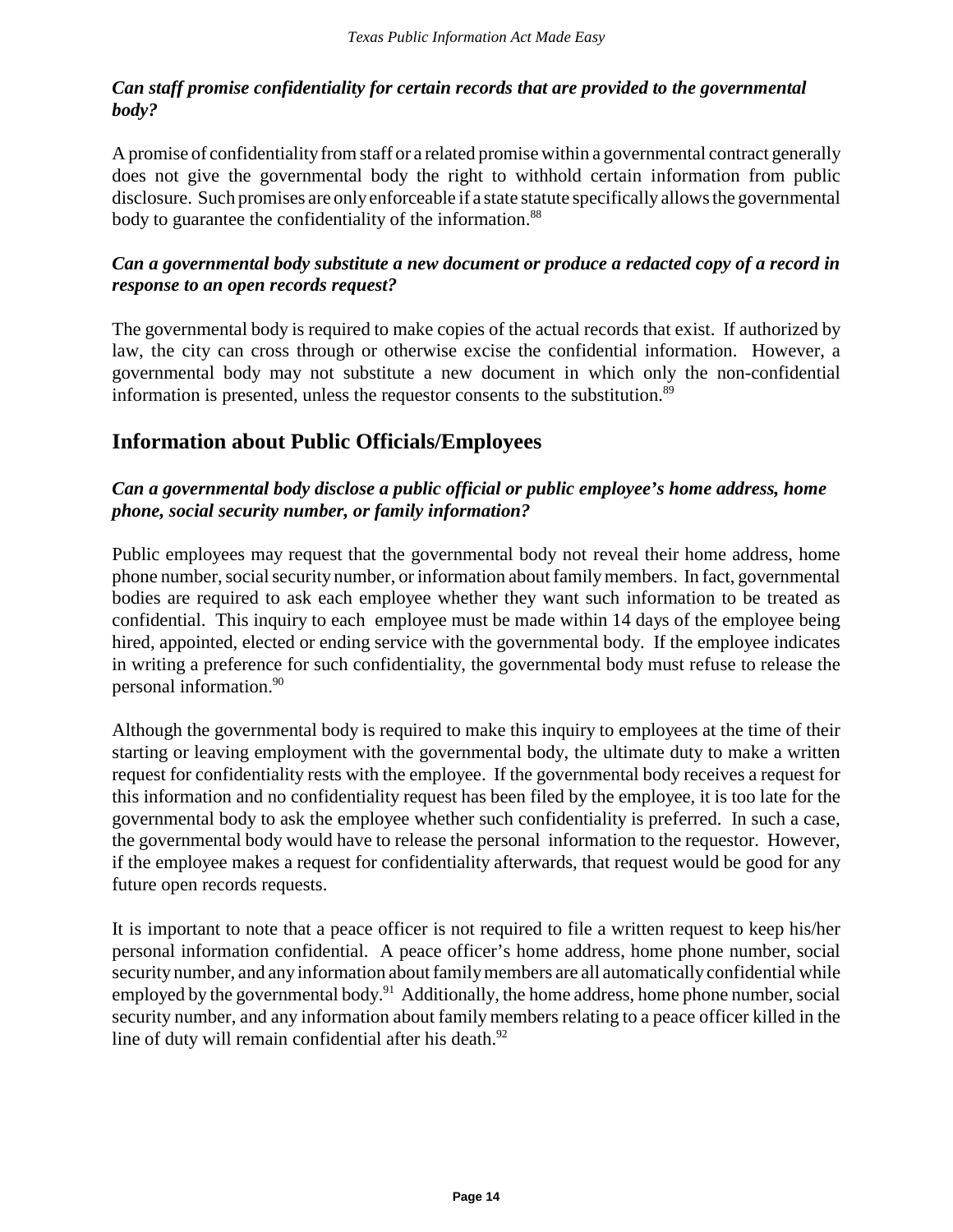***Can staff promise confidentiality for certain records that are provided to the governmental body?***

A promise of confidentiality from staff or a related promise within a governmental contract generally does not give the governmental body the right to withhold certain information from public disclosure. Such promises are only enforceable if a state statute specifically allows the governmental body to guarantee the confidentiality of the information.[88]

***Can a governmental body substitute a new document or produce a redacted copy of a record in response to an open records request?***

The governmental body is required to make copies of the actual records that exist. If authorized by law, the city can cross through or otherwise excise the confidential information. However, a governmental body may not substitute a new document in which only the non-confidential information is presented, unless the requestor consents to the substitution.[89]

## Information about Public Officials/Employees

***Can a governmental body disclose a public official or public employee's home address, home phone, social security number, or family information?***

Public employees may request that the governmental body not reveal their home address, home phone number, social security number, or information about family members. In fact, governmental bodies are required to ask each employee whether they want such information to be treated as confidential. This inquiry to each employee must be made within 14 days of the employee being hired, appointed, elected or ending service with the governmental body. If the employee indicates in writing a preference for such confidentiality, the governmental body must refuse to release the personal information.[90]

Although the governmental body is required to make this inquiry to employees at the time of their starting or leaving employment with the governmental body, the ultimate duty to make a written request for confidentiality rests with the employee. If the governmental body receives a request for this information and no confidentiality request has been filed by the employee, it is too late for the governmental body to ask the employee whether such confidentiality is preferred. In such a case, the governmental body would have to release the personal information to the requestor. However, if the employee makes a request for confidentiality afterwards, that request would be good for any future open records requests.

It is important to note that a peace officer is not required to file a written request to keep his/her personal information confidential. A peace officer's home address, home phone number, social security number, and any information about family members are all automatically confidential while employed by the governmental body.[91] Additionally, the home address, home phone number, social security number, and any information about family members relating to a peace officer killed in the line of duty will remain confidential after his death.[92]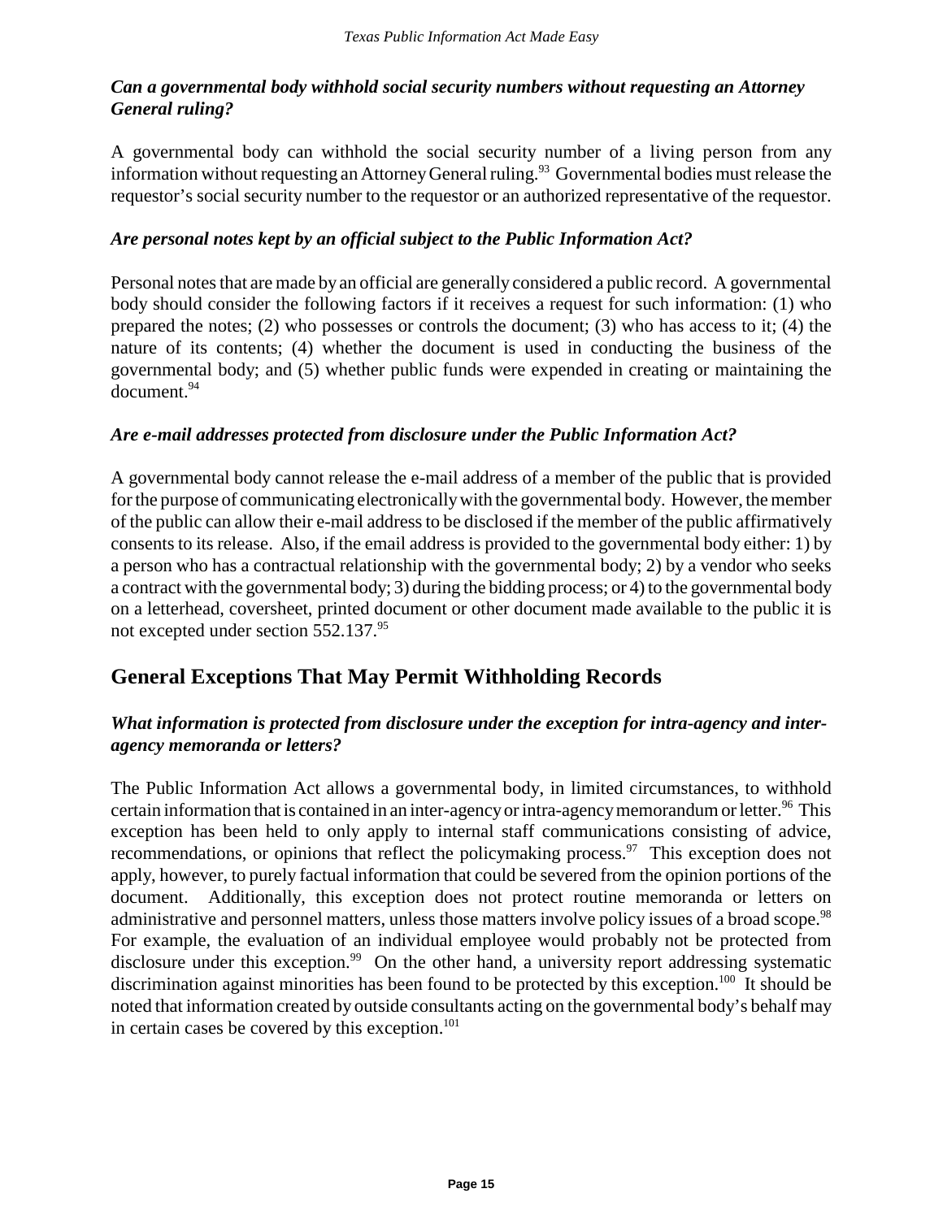*Can a governmental body withhold social security numbers without requesting an Attorney General ruling?*

A governmental body can withhold the social security number of a living person from any information without requesting an Attorney General ruling.[93] Governmental bodies must release the requestor's social security number to the requestor or an authorized representative of the requestor.

***Are personal notes kept by an official subject to the Public Information Act?***

Personal notes that are made by an official are generally considered a public record. A governmental body should consider the following factors if it receives a request for such information: (1) who prepared the notes; (2) who possesses or controls the document; (3) who has access to it; (4) the nature of its contents; (4) whether the document is used in conducting the business of the governmental body; and (5) whether public funds were expended in creating or maintaining the document.[94]

***Are e-mail addresses protected from disclosure under the Public Information Act?***

A governmental body cannot release the e-mail address of a member of the public that is provided for the purpose of communicating electronically with the governmental body. However, the member of the public can allow their e-mail address to be disclosed if the member of the public affirmatively consents to its release. Also, if the email address is provided to the governmental body either: 1) by a person who has a contractual relationship with the governmental body; 2) by a vendor who seeks a contract with the governmental body; 3) during the bidding process; or 4) to the governmental body on a letterhead, coversheet, printed document or other document made available to the public it is not excepted under section 552.137.[95]

## General Exceptions That May Permit Withholding Records

***What information is protected from disclosure under the exception for intra-agency and inter-agency memoranda or letters?***

The Public Information Act allows a governmental body, in limited circumstances, to withhold certain information that is contained in an inter-agency or intra-agency memorandum or letter.[96] This exception has been held to only apply to internal staff communications consisting of advice, recommendations, or opinions that reflect the policymaking process.[97] This exception does not apply, however, to purely factual information that could be severed from the opinion portions of the document. Additionally, this exception does not protect routine memoranda or letters on administrative and personnel matters, unless those matters involve policy issues of a broad scope.[98] For example, the evaluation of an individual employee would probably not be protected from disclosure under this exception.[99] On the other hand, a university report addressing systematic discrimination against minorities has been found to be protected by this exception.[100] It should be noted that information created by outside consultants acting on the governmental body's behalf may in certain cases be covered by this exception.[101]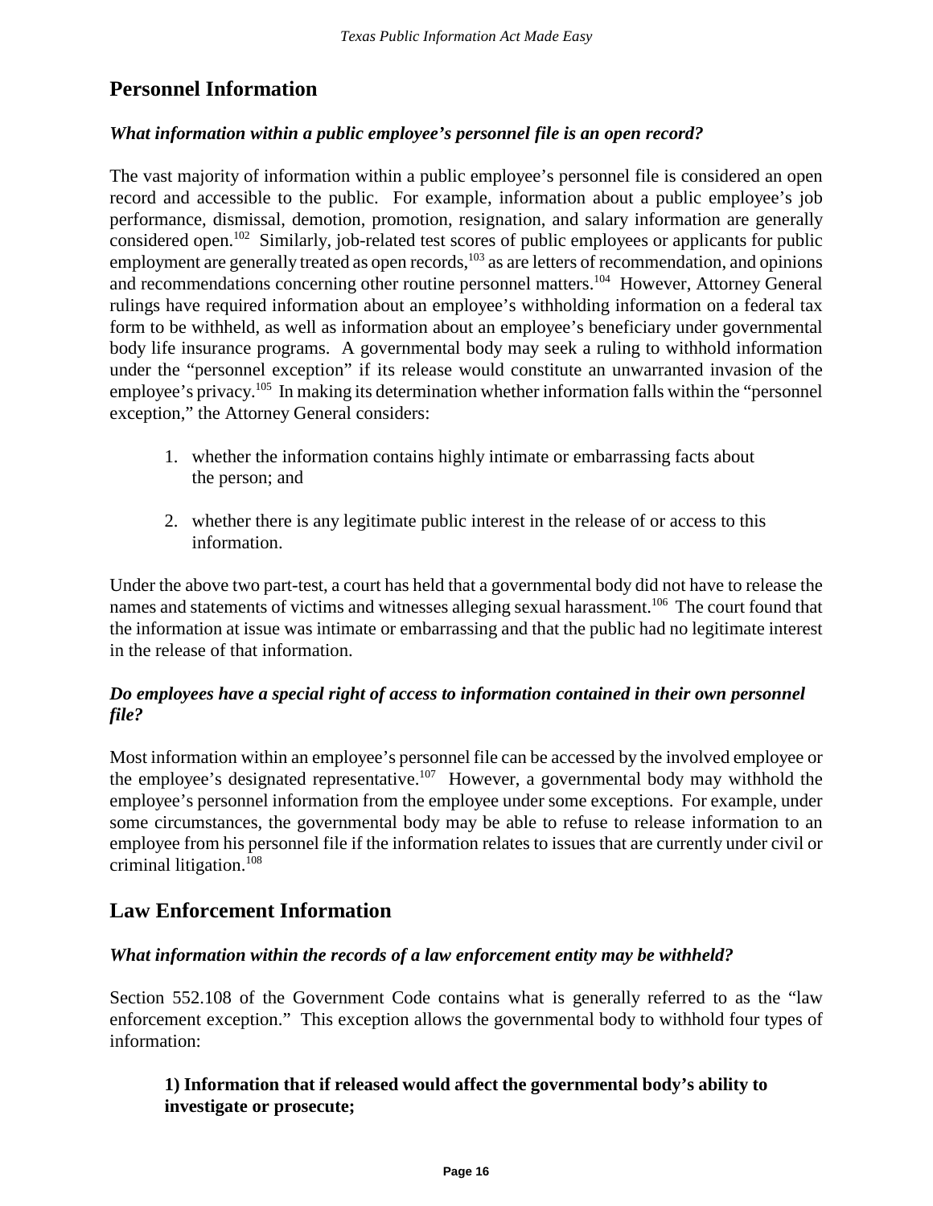## Personnel Information

### *What information within a public employee's personnel file is an open record?*

The vast majority of information within a public employee's personnel file is considered an open record and accessible to the public. For example, information about a public employee's job performance, dismissal, demotion, promotion, resignation, and salary information are generally considered open.[102] Similarly, job-related test scores of public employees or applicants for public employment are generally treated as open records,[103] as are letters of recommendation, and opinions and recommendations concerning other routine personnel matters.[104] However, Attorney General rulings have required information about an employee's withholding information on a federal tax form to be withheld, as well as information about an employee's beneficiary under governmental body life insurance programs. A governmental body may seek a ruling to withhold information under the "personnel exception" if its release would constitute an unwarranted invasion of the employee's privacy.[105] In making its determination whether information falls within the "personnel exception," the Attorney General considers:

1. whether the information contains highly intimate or embarrassing facts about the person; and

2. whether there is any legitimate public interest in the release of or access to this information.

Under the above two part-test, a court has held that a governmental body did not have to release the names and statements of victims and witnesses alleging sexual harassment.[106] The court found that the information at issue was intimate or embarrassing and that the public had no legitimate interest in the release of that information.

### *Do employees have a special right of access to information contained in their own personnel file?*

Most information within an employee's personnel file can be accessed by the involved employee or the employee's designated representative.[107] However, a governmental body may withhold the employee's personnel information from the employee under some exceptions. For example, under some circumstances, the governmental body may be able to refuse to release information to an employee from his personnel file if the information relates to issues that are currently under civil or criminal litigation.[108]

## Law Enforcement Information

### *What information within the records of a law enforcement entity may be withheld?*

Section 552.108 of the Government Code contains what is generally referred to as the "law enforcement exception." This exception allows the governmental body to withhold four types of information:

**1) Information that if released would affect the governmental body's ability to investigate or prosecute;**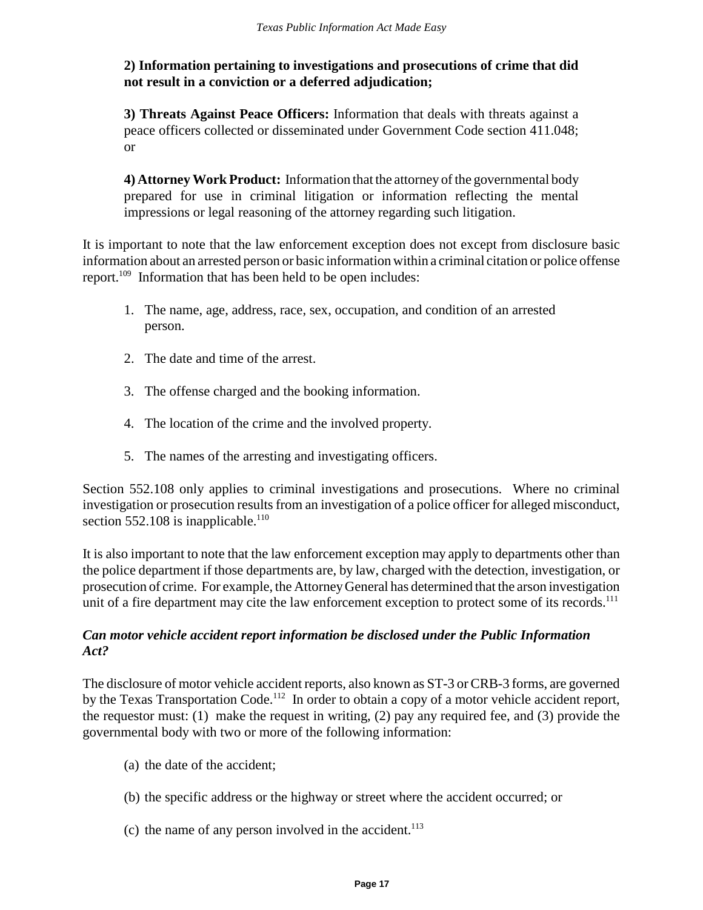**2) Information pertaining to investigations and prosecutions of crime that did not result in a conviction or a deferred adjudication;**

**3) Threats Against Peace Officers:** Information that deals with threats against a peace officers collected or disseminated under Government Code section 411.048; or

**4) Attorney Work Product:** Information that the attorney of the governmental body prepared for use in criminal litigation or information reflecting the mental impressions or legal reasoning of the attorney regarding such litigation.

It is important to note that the law enforcement exception does not except from disclosure basic information about an arrested person or basic information within a criminal citation or police offense report.[109] Information that has been held to be open includes:

1. The name, age, address, race, sex, occupation, and condition of an arrested person.
2. The date and time of the arrest.
3. The offense charged and the booking information.
4. The location of the crime and the involved property.
5. The names of the arresting and investigating officers.

Section 552.108 only applies to criminal investigations and prosecutions. Where no criminal investigation or prosecution results from an investigation of a police officer for alleged misconduct, section 552.108 is inapplicable.[110]

It is also important to note that the law enforcement exception may apply to departments other than the police department if those departments are, by law, charged with the detection, investigation, or prosecution of crime. For example, the Attorney General has determined that the arson investigation unit of a fire department may cite the law enforcement exception to protect some of its records.[111]

### *Can motor vehicle accident report information be disclosed under the Public Information Act?*

The disclosure of motor vehicle accident reports, also known as ST-3 or CRB-3 forms, are governed by the Texas Transportation Code.[112] In order to obtain a copy of a motor vehicle accident report, the requestor must: (1) make the request in writing, (2) pay any required fee, and (3) provide the governmental body with two or more of the following information:

(a) the date of the accident;

(b) the specific address or the highway or street where the accident occurred; or

(c) the name of any person involved in the accident.[113]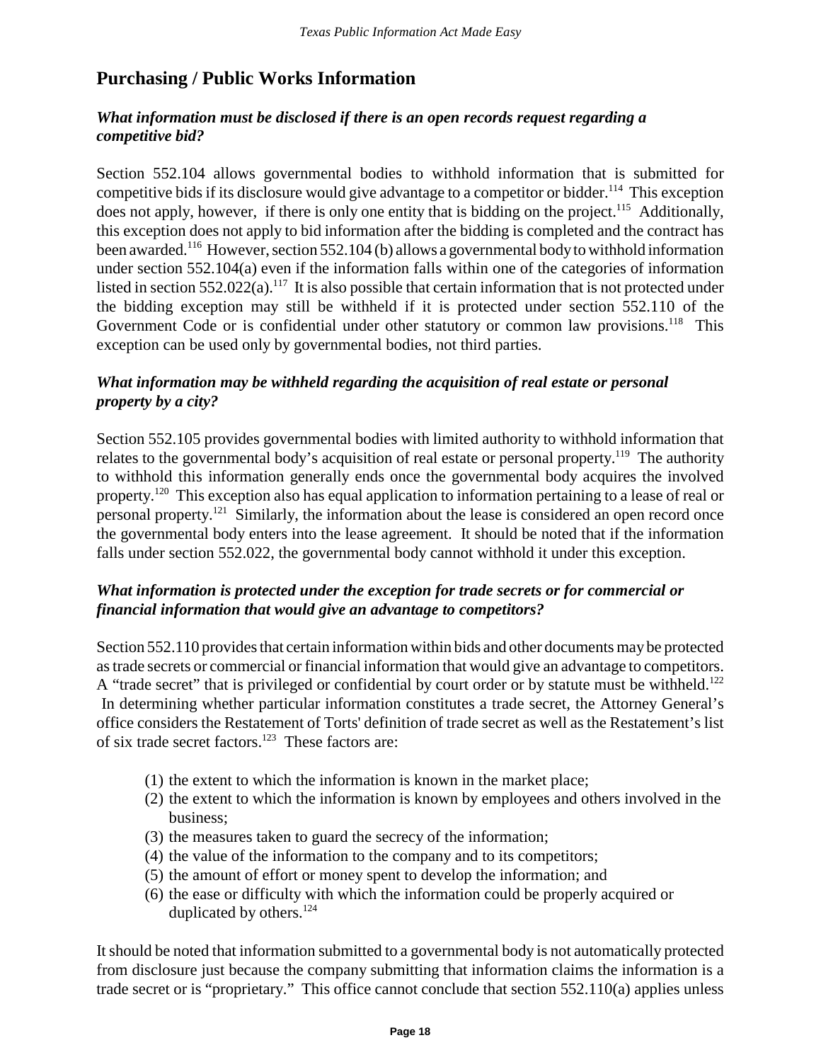## Purchasing / Public Works Information

### *What information must be disclosed if there is an open records request regarding a competitive bid?*

Section 552.104 allows governmental bodies to withhold information that is submitted for competitive bids if its disclosure would give advantage to a competitor or bidder.[114] This exception does not apply, however, if there is only one entity that is bidding on the project.[115] Additionally, this exception does not apply to bid information after the bidding is completed and the contract has been awarded.[116] However, section 552.104 (b) allows a governmental body to withhold information under section 552.104(a) even if the information falls within one of the categories of information listed in section 552.022(a).[117] It is also possible that certain information that is not protected under the bidding exception may still be withheld if it is protected under section 552.110 of the Government Code or is confidential under other statutory or common law provisions.[118] This exception can be used only by governmental bodies, not third parties.

### *What information may be withheld regarding the acquisition of real estate or personal property by a city?*

Section 552.105 provides governmental bodies with limited authority to withhold information that relates to the governmental body's acquisition of real estate or personal property.[119] The authority to withhold this information generally ends once the governmental body acquires the involved property.[120] This exception also has equal application to information pertaining to a lease of real or personal property.[121] Similarly, the information about the lease is considered an open record once the governmental body enters into the lease agreement. It should be noted that if the information falls under section 552.022, the governmental body cannot withhold it under this exception.

### *What information is protected under the exception for trade secrets or for commercial or financial information that would give an advantage to competitors?*

Section 552.110 provides that certain information within bids and other documents may be protected as trade secrets or commercial or financial information that would give an advantage to competitors. A "trade secret" that is privileged or confidential by court order or by statute must be withheld.[122] In determining whether particular information constitutes a trade secret, the Attorney General's office considers the Restatement of Torts' definition of trade secret as well as the Restatement's list of six trade secret factors.[123] These factors are:

(1) the extent to which the information is known in the market place;
(2) the extent to which the information is known by employees and others involved in the business;
(3) the measures taken to guard the secrecy of the information;
(4) the value of the information to the company and to its competitors;
(5) the amount of effort or money spent to develop the information; and
(6) the ease or difficulty with which the information could be properly acquired or duplicated by others.[124]

It should be noted that information submitted to a governmental body is not automatically protected from disclosure just because the company submitting that information claims the information is a trade secret or is "proprietary." This office cannot conclude that section 552.110(a) applies unless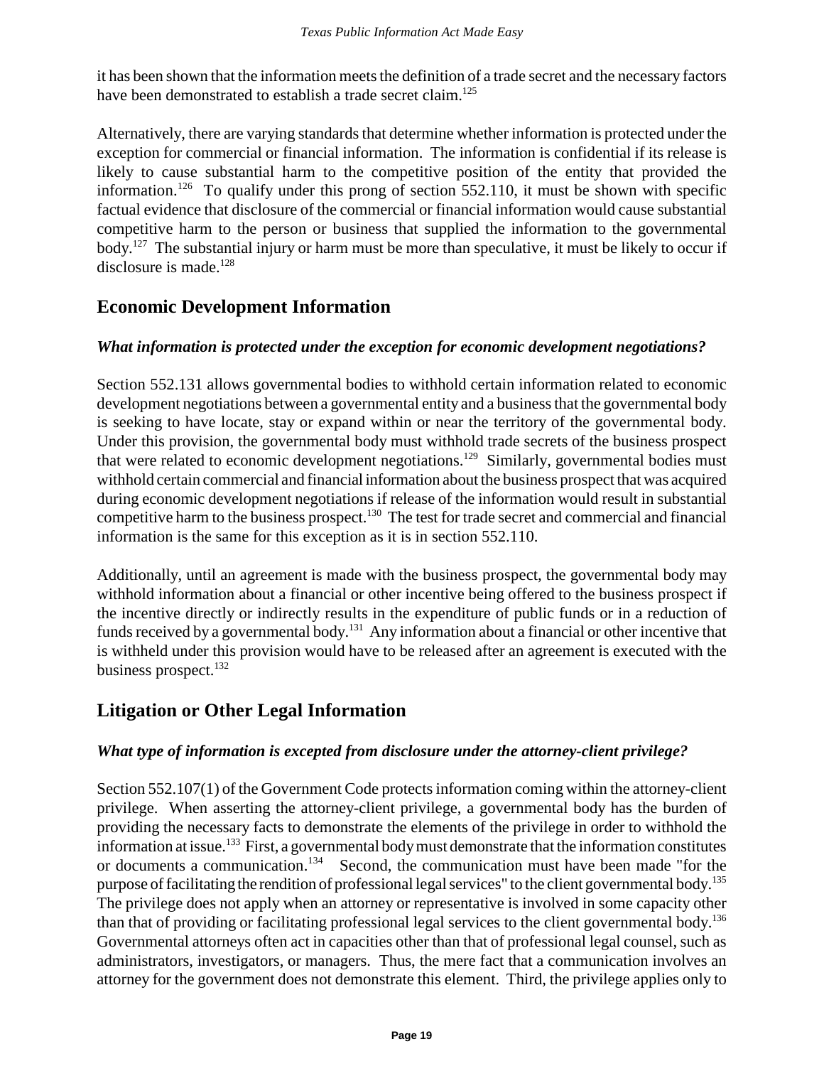it has been shown that the information meets the definition of a trade secret and the necessary factors have been demonstrated to establish a trade secret claim.[125]

Alternatively, there are varying standards that determine whether information is protected under the exception for commercial or financial information. The information is confidential if its release is likely to cause substantial harm to the competitive position of the entity that provided the information.[126] To qualify under this prong of section 552.110, it must be shown with specific factual evidence that disclosure of the commercial or financial information would cause substantial competitive harm to the person or business that supplied the information to the governmental body.[127] The substantial injury or harm must be more than speculative, it must be likely to occur if disclosure is made.[128]

## Economic Development Information

### *What information is protected under the exception for economic development negotiations?*

Section 552.131 allows governmental bodies to withhold certain information related to economic development negotiations between a governmental entity and a business that the governmental body is seeking to have locate, stay or expand within or near the territory of the governmental body. Under this provision, the governmental body must withhold trade secrets of the business prospect that were related to economic development negotiations.[129] Similarly, governmental bodies must withhold certain commercial and financial information about the business prospect that was acquired during economic development negotiations if release of the information would result in substantial competitive harm to the business prospect.[130] The test for trade secret and commercial and financial information is the same for this exception as it is in section 552.110.

Additionally, until an agreement is made with the business prospect, the governmental body may withhold information about a financial or other incentive being offered to the business prospect if the incentive directly or indirectly results in the expenditure of public funds or in a reduction of funds received by a governmental body.[131] Any information about a financial or other incentive that is withheld under this provision would have to be released after an agreement is executed with the business prospect.[132]

## Litigation or Other Legal Information

### *What type of information is excepted from disclosure under the attorney-client privilege?*

Section 552.107(1) of the Government Code protects information coming within the attorney-client privilege. When asserting the attorney-client privilege, a governmental body has the burden of providing the necessary facts to demonstrate the elements of the privilege in order to withhold the information at issue.[133] First, a governmental body must demonstrate that the information constitutes or documents a communication.[134] Second, the communication must have been made "for the purpose of facilitating the rendition of professional legal services" to the client governmental body.[135] The privilege does not apply when an attorney or representative is involved in some capacity other than that of providing or facilitating professional legal services to the client governmental body.[136] Governmental attorneys often act in capacities other than that of professional legal counsel, such as administrators, investigators, or managers. Thus, the mere fact that a communication involves an attorney for the government does not demonstrate this element. Third, the privilege applies only to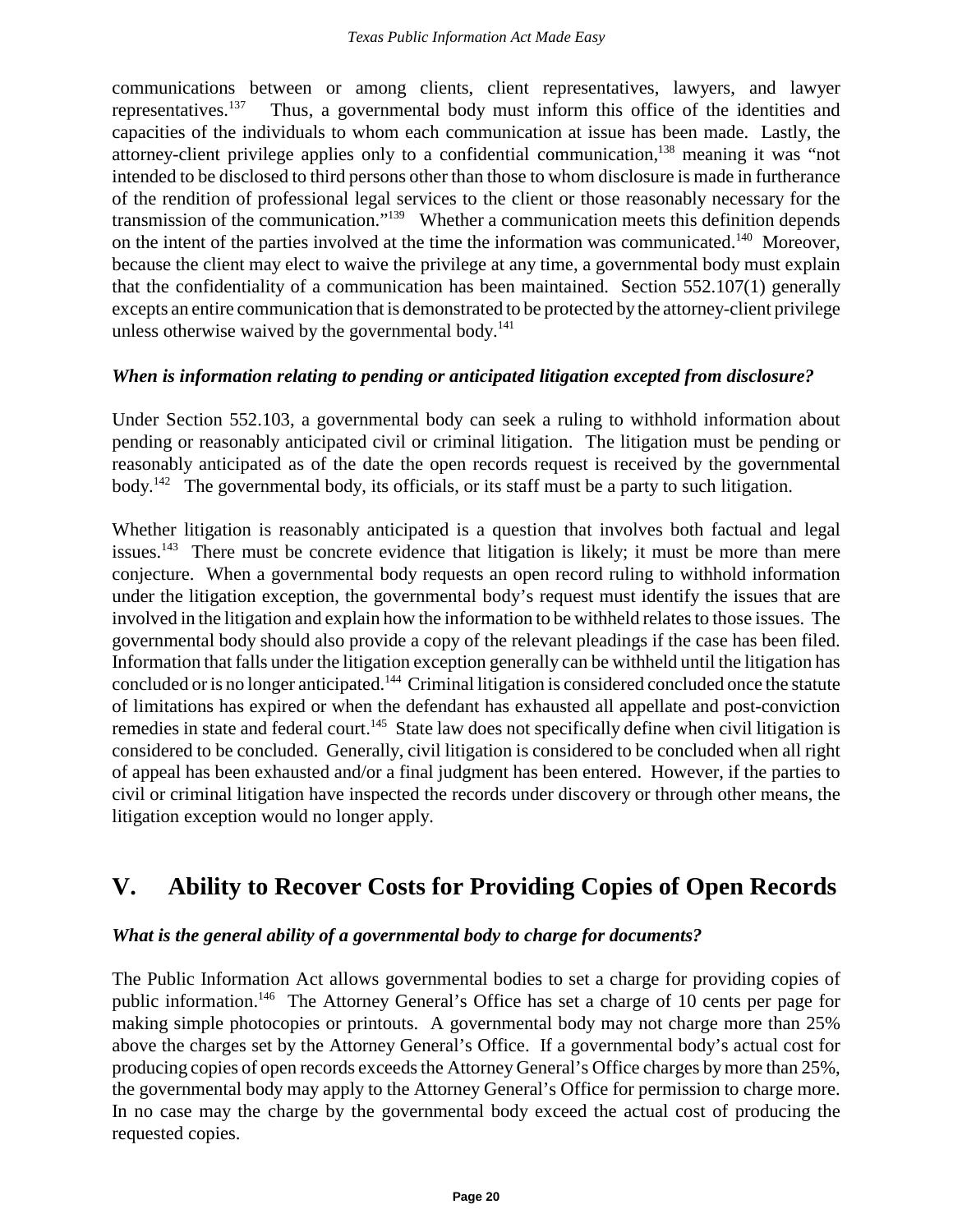communications between or among clients, client representatives, lawyers, and lawyer representatives.[137] Thus, a governmental body must inform this office of the identities and capacities of the individuals to whom each communication at issue has been made. Lastly, the attorney-client privilege applies only to a confidential communication,[138] meaning it was "not intended to be disclosed to third persons other than those to whom disclosure is made in furtherance of the rendition of professional legal services to the client or those reasonably necessary for the transmission of the communication."[139] Whether a communication meets this definition depends on the intent of the parties involved at the time the information was communicated.[140] Moreover, because the client may elect to waive the privilege at any time, a governmental body must explain that the confidentiality of a communication has been maintained. Section 552.107(1) generally excepts an entire communication that is demonstrated to be protected by the attorney-client privilege unless otherwise waived by the governmental body.[141]

***When is information relating to pending or anticipated litigation excepted from disclosure?***

Under Section 552.103, a governmental body can seek a ruling to withhold information about pending or reasonably anticipated civil or criminal litigation. The litigation must be pending or reasonably anticipated as of the date the open records request is received by the governmental body.[142] The governmental body, its officials, or its staff must be a party to such litigation.

Whether litigation is reasonably anticipated is a question that involves both factual and legal issues.[143] There must be concrete evidence that litigation is likely; it must be more than mere conjecture. When a governmental body requests an open record ruling to withhold information under the litigation exception, the governmental body's request must identify the issues that are involved in the litigation and explain how the information to be withheld relates to those issues. The governmental body should also provide a copy of the relevant pleadings if the case has been filed. Information that falls under the litigation exception generally can be withheld until the litigation has concluded or is no longer anticipated.[144] Criminal litigation is considered concluded once the statute of limitations has expired or when the defendant has exhausted all appellate and post-conviction remedies in state and federal court.[145] State law does not specifically define when civil litigation is considered to be concluded. Generally, civil litigation is considered to be concluded when all right of appeal has been exhausted and/or a final judgment has been entered. However, if the parties to civil or criminal litigation have inspected the records under discovery or through other means, the litigation exception would no longer apply.

# V. Ability to Recover Costs for Providing Copies of Open Records

***What is the general ability of a governmental body to charge for documents?***

The Public Information Act allows governmental bodies to set a charge for providing copies of public information.[146] The Attorney General's Office has set a charge of 10 cents per page for making simple photocopies or printouts. A governmental body may not charge more than 25% above the charges set by the Attorney General's Office. If a governmental body's actual cost for producing copies of open records exceeds the Attorney General's Office charges by more than 25%, the governmental body may apply to the Attorney General's Office for permission to charge more. In no case may the charge by the governmental body exceed the actual cost of producing the requested copies.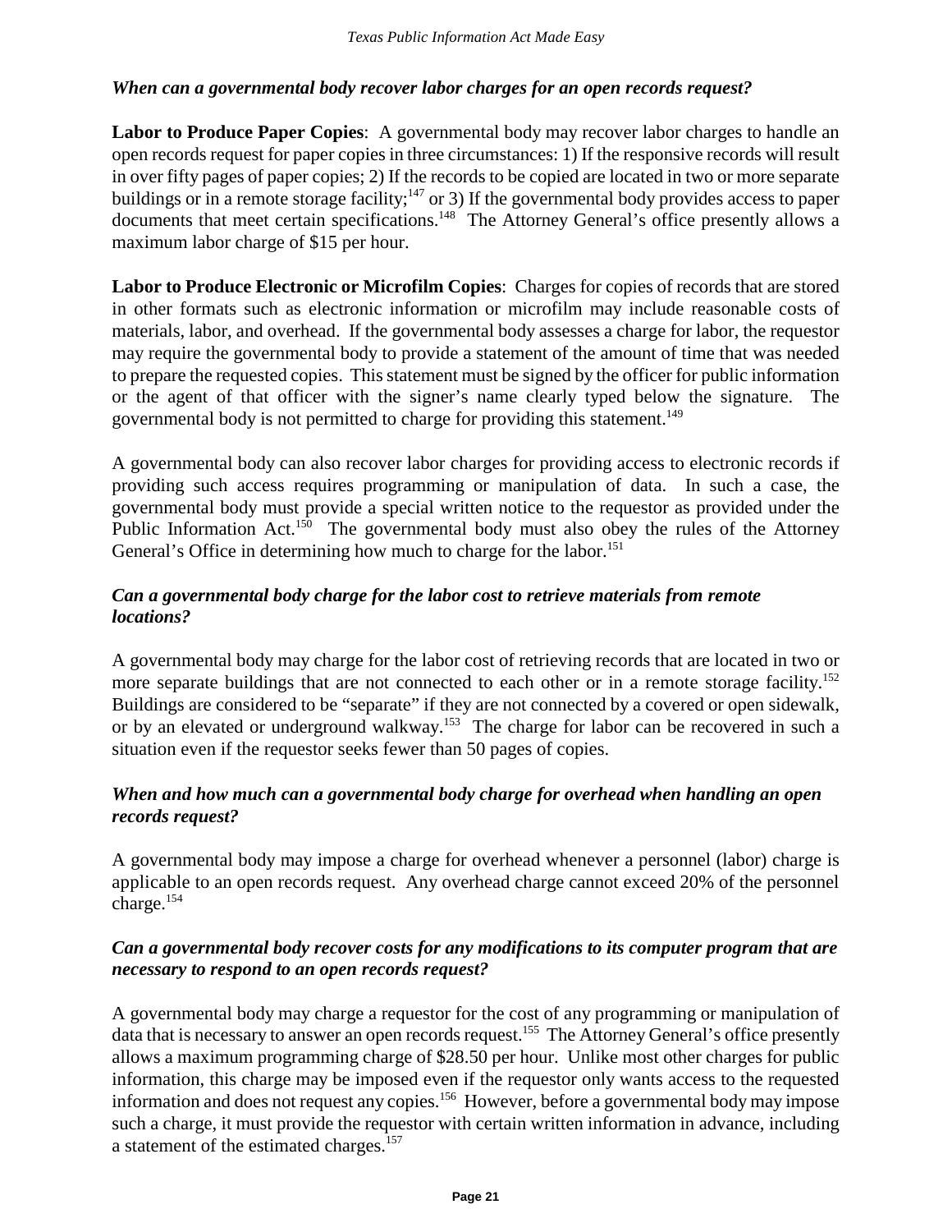### *When can a governmental body recover labor charges for an open records request?*

**Labor to Produce Paper Copies**: A governmental body may recover labor charges to handle an open records request for paper copies in three circumstances: 1) If the responsive records will result in over fifty pages of paper copies; 2) If the records to be copied are located in two or more separate buildings or in a remote storage facility;[147] or 3) If the governmental body provides access to paper documents that meet certain specifications.[148] The Attorney General's office presently allows a maximum labor charge of $15 per hour.

**Labor to Produce Electronic or Microfilm Copies**: Charges for copies of records that are stored in other formats such as electronic information or microfilm may include reasonable costs of materials, labor, and overhead. If the governmental body assesses a charge for labor, the requestor may require the governmental body to provide a statement of the amount of time that was needed to prepare the requested copies. This statement must be signed by the officer for public information or the agent of that officer with the signer's name clearly typed below the signature. The governmental body is not permitted to charge for providing this statement.[149]

A governmental body can also recover labor charges for providing access to electronic records if providing such access requires programming or manipulation of data. In such a case, the governmental body must provide a special written notice to the requestor as provided under the Public Information Act.[150] The governmental body must also obey the rules of the Attorney General's Office in determining how much to charge for the labor.[151]

### *Can a governmental body charge for the labor cost to retrieve materials from remote locations?*

A governmental body may charge for the labor cost of retrieving records that are located in two or more separate buildings that are not connected to each other or in a remote storage facility.[152] Buildings are considered to be "separate" if they are not connected by a covered or open sidewalk, or by an elevated or underground walkway.[153] The charge for labor can be recovered in such a situation even if the requestor seeks fewer than 50 pages of copies.

### *When and how much can a governmental body charge for overhead when handling an open records request?*

A governmental body may impose a charge for overhead whenever a personnel (labor) charge is applicable to an open records request. Any overhead charge cannot exceed 20% of the personnel charge.[154]

### *Can a governmental body recover costs for any modifications to its computer program that are necessary to respond to an open records request?*

A governmental body may charge a requestor for the cost of any programming or manipulation of data that is necessary to answer an open records request.[155] The Attorney General's office presently allows a maximum programming charge of $28.50 per hour. Unlike most other charges for public information, this charge may be imposed even if the requestor only wants access to the requested information and does not request any copies.[156] However, before a governmental body may impose such a charge, it must provide the requestor with certain written information in advance, including a statement of the estimated charges.[157]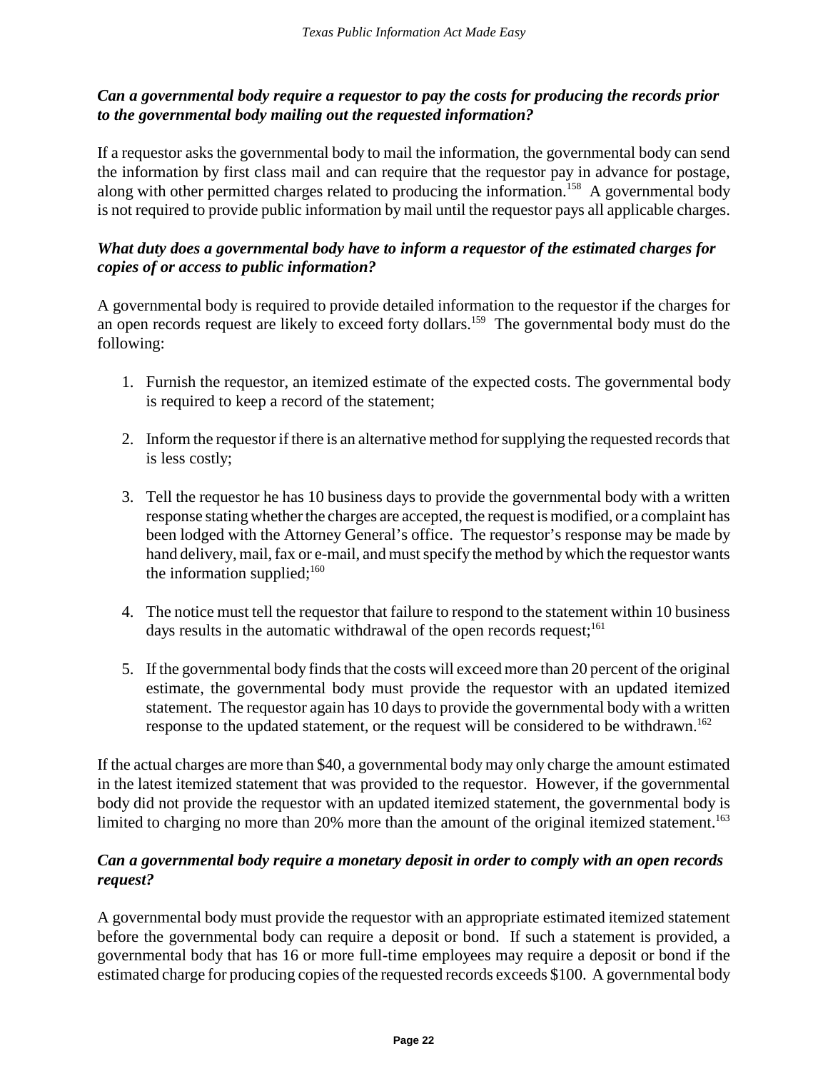***Can a governmental body require a requestor to pay the costs for producing the records prior to the governmental body mailing out the requested information?***

If a requestor asks the governmental body to mail the information, the governmental body can send the information by first class mail and can require that the requestor pay in advance for postage, along with other permitted charges related to producing the information.[158] A governmental body is not required to provide public information by mail until the requestor pays all applicable charges.

***What duty does a governmental body have to inform a requestor of the estimated charges for copies of or access to public information?***

A governmental body is required to provide detailed information to the requestor if the charges for an open records request are likely to exceed forty dollars.[159] The governmental body must do the following:

1. Furnish the requestor, an itemized estimate of the expected costs. The governmental body is required to keep a record of the statement;

2. Inform the requestor if there is an alternative method for supplying the requested records that is less costly;

3. Tell the requestor he has 10 business days to provide the governmental body with a written response stating whether the charges are accepted, the request is modified, or a complaint has been lodged with the Attorney General's office. The requestor's response may be made by hand delivery, mail, fax or e-mail, and must specify the method by which the requestor wants the information supplied;[160]

4. The notice must tell the requestor that failure to respond to the statement within 10 business days results in the automatic withdrawal of the open records request;[161]

5. If the governmental body finds that the costs will exceed more than 20 percent of the original estimate, the governmental body must provide the requestor with an updated itemized statement. The requestor again has 10 days to provide the governmental body with a written response to the updated statement, or the request will be considered to be withdrawn.[162]

If the actual charges are more than $40, a governmental body may only charge the amount estimated in the latest itemized statement that was provided to the requestor. However, if the governmental body did not provide the requestor with an updated itemized statement, the governmental body is limited to charging no more than 20% more than the amount of the original itemized statement.[163]

***Can a governmental body require a monetary deposit in order to comply with an open records request?***

A governmental body must provide the requestor with an appropriate estimated itemized statement before the governmental body can require a deposit or bond. If such a statement is provided, a governmental body that has 16 or more full-time employees may require a deposit or bond if the estimated charge for producing copies of the requested records exceeds $100. A governmental body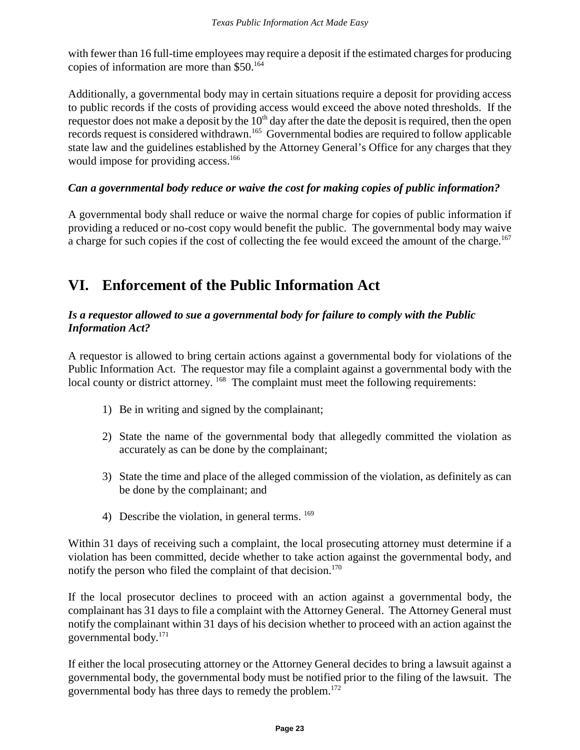with fewer than 16 full-time employees may require a deposit if the estimated charges for producing copies of information are more than $50.[164]

Additionally, a governmental body may in certain situations require a deposit for providing access to public records if the costs of providing access would exceed the above noted thresholds. If the requestor does not make a deposit by the 10th day after the date the deposit is required, then the open records request is considered withdrawn.[165] Governmental bodies are required to follow applicable state law and the guidelines established by the Attorney General's Office for any charges that they would impose for providing access.[166]

***Can a governmental body reduce or waive the cost for making copies of public information?***

A governmental body shall reduce or waive the normal charge for copies of public information if providing a reduced or no-cost copy would benefit the public. The governmental body may waive a charge for such copies if the cost of collecting the fee would exceed the amount of the charge.[167]

# VI. Enforcement of the Public Information Act

***Is a requestor allowed to sue a governmental body for failure to comply with the Public Information Act?***

A requestor is allowed to bring certain actions against a governmental body for violations of the Public Information Act. The requestor may file a complaint against a governmental body with the local county or district attorney.[168] The complaint must meet the following requirements:

1) Be in writing and signed by the complainant;

2) State the name of the governmental body that allegedly committed the violation as accurately as can be done by the complainant;

3) State the time and place of the alleged commission of the violation, as definitely as can be done by the complainant; and

4) Describe the violation, in general terms.[169]

Within 31 days of receiving such a complaint, the local prosecuting attorney must determine if a violation has been committed, decide whether to take action against the governmental body, and notify the person who filed the complaint of that decision.[170]

If the local prosecutor declines to proceed with an action against a governmental body, the complainant has 31 days to file a complaint with the Attorney General. The Attorney General must notify the complainant within 31 days of his decision whether to proceed with an action against the governmental body.[171]

If either the local prosecuting attorney or the Attorney General decides to bring a lawsuit against a governmental body, the governmental body must be notified prior to the filing of the lawsuit. The governmental body has three days to remedy the problem.[172]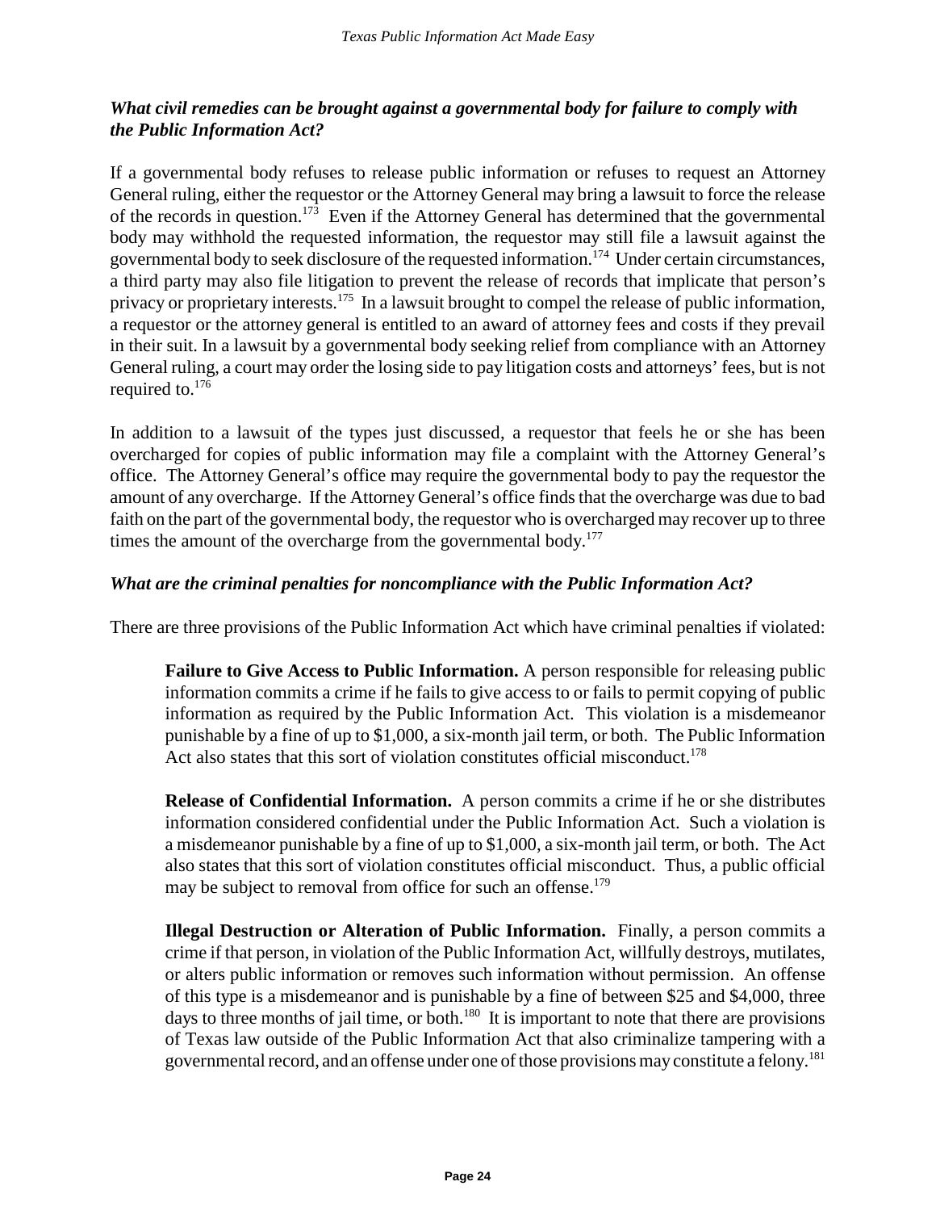### *What civil remedies can be brought against a governmental body for failure to comply with the Public Information Act?*

If a governmental body refuses to release public information or refuses to request an Attorney General ruling, either the requestor or the Attorney General may bring a lawsuit to force the release of the records in question.[173] Even if the Attorney General has determined that the governmental body may withhold the requested information, the requestor may still file a lawsuit against the governmental body to seek disclosure of the requested information.[174] Under certain circumstances, a third party may also file litigation to prevent the release of records that implicate that person's privacy or proprietary interests.[175] In a lawsuit brought to compel the release of public information, a requestor or the attorney general is entitled to an award of attorney fees and costs if they prevail in their suit. In a lawsuit by a governmental body seeking relief from compliance with an Attorney General ruling, a court may order the losing side to pay litigation costs and attorneys' fees, but is not required to.[176]

In addition to a lawsuit of the types just discussed, a requestor that feels he or she has been overcharged for copies of public information may file a complaint with the Attorney General's office. The Attorney General's office may require the governmental body to pay the requestor the amount of any overcharge. If the Attorney General's office finds that the overcharge was due to bad faith on the part of the governmental body, the requestor who is overcharged may recover up to three times the amount of the overcharge from the governmental body.[177]

### *What are the criminal penalties for noncompliance with the Public Information Act?*

There are three provisions of the Public Information Act which have criminal penalties if violated:

**Failure to Give Access to Public Information.** A person responsible for releasing public information commits a crime if he fails to give access to or fails to permit copying of public information as required by the Public Information Act. This violation is a misdemeanor punishable by a fine of up to $1,000, a six-month jail term, or both. The Public Information Act also states that this sort of violation constitutes official misconduct.[178]

**Release of Confidential Information.** A person commits a crime if he or she distributes information considered confidential under the Public Information Act. Such a violation is a misdemeanor punishable by a fine of up to $1,000, a six-month jail term, or both. The Act also states that this sort of violation constitutes official misconduct. Thus, a public official may be subject to removal from office for such an offense.[179]

**Illegal Destruction or Alteration of Public Information.** Finally, a person commits a crime if that person, in violation of the Public Information Act, willfully destroys, mutilates, or alters public information or removes such information without permission. An offense of this type is a misdemeanor and is punishable by a fine of between $25 and $4,000, three days to three months of jail time, or both.[180] It is important to note that there are provisions of Texas law outside of the Public Information Act that also criminalize tampering with a governmental record, and an offense under one of those provisions may constitute a felony.[181]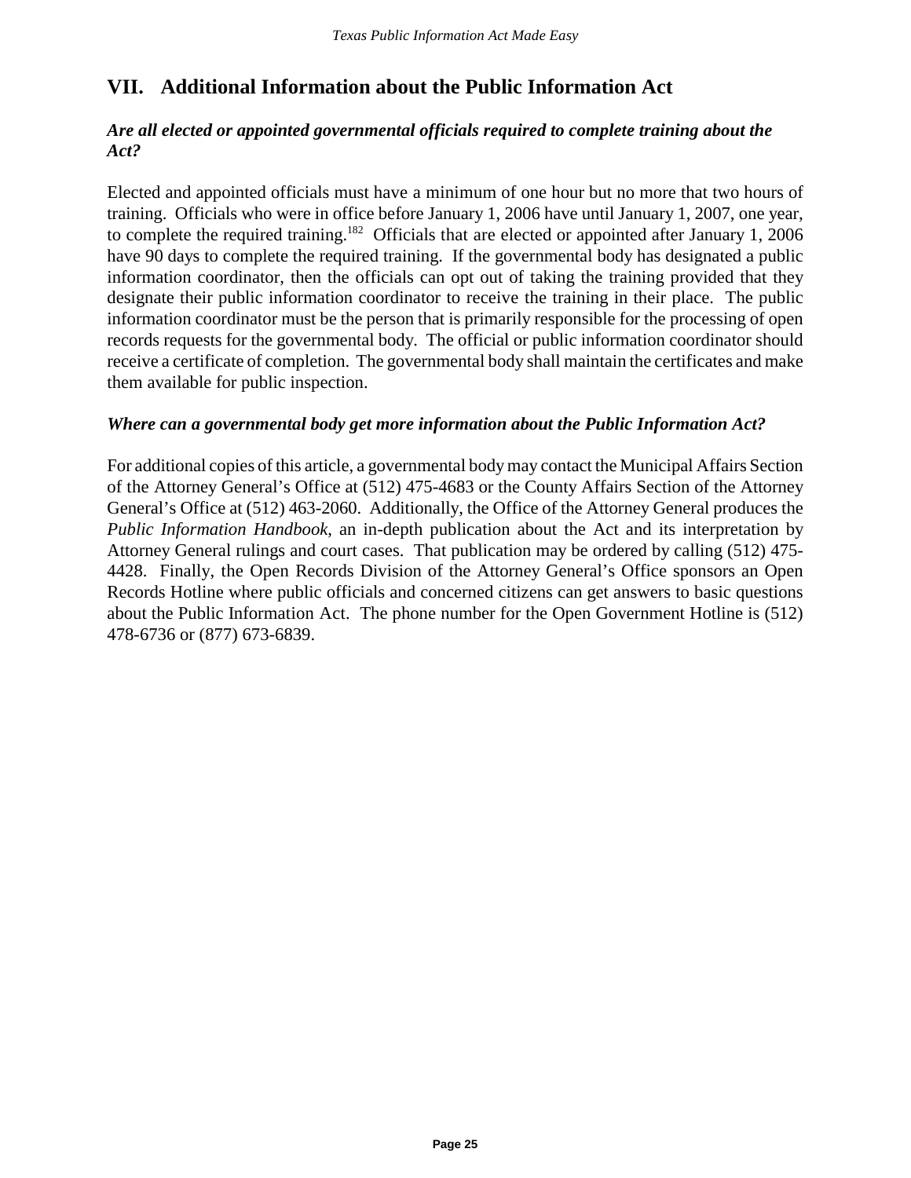## VII. Additional Information about the Public Information Act

### *Are all elected or appointed governmental officials required to complete training about the Act?*

Elected and appointed officials must have a minimum of one hour but no more that two hours of training. Officials who were in office before January 1, 2006 have until January 1, 2007, one year, to complete the required training.[182] Officials that are elected or appointed after January 1, 2006 have 90 days to complete the required training. If the governmental body has designated a public information coordinator, then the officials can opt out of taking the training provided that they designate their public information coordinator to receive the training in their place. The public information coordinator must be the person that is primarily responsible for the processing of open records requests for the governmental body. The official or public information coordinator should receive a certificate of completion. The governmental body shall maintain the certificates and make them available for public inspection.

### *Where can a governmental body get more information about the Public Information Act?*

For additional copies of this article, a governmental body may contact the Municipal Affairs Section of the Attorney General's Office at (512) 475-4683 or the County Affairs Section of the Attorney General's Office at (512) 463-2060. Additionally, the Office of the Attorney General produces the *Public Information Handbook*, an in-depth publication about the Act and its interpretation by Attorney General rulings and court cases. That publication may be ordered by calling (512) 475-4428. Finally, the Open Records Division of the Attorney General's Office sponsors an Open Records Hotline where public officials and concerned citizens can get answers to basic questions about the Public Information Act. The phone number for the Open Government Hotline is (512) 478-6736 or (877) 673-6839.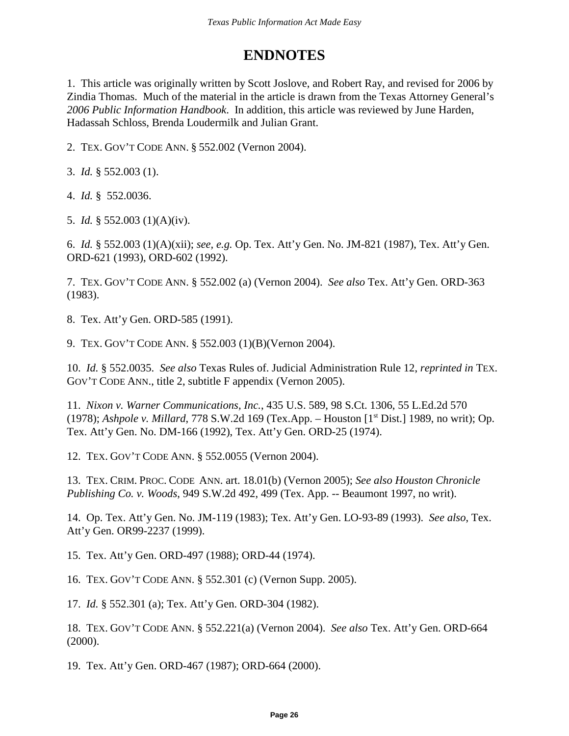# ENDNOTES

1. This article was originally written by Scott Joslove, and Robert Ray, and revised for 2006 by Zindia Thomas. Much of the material in the article is drawn from the Texas Attorney General's *2006 Public Information Handbook*. In addition, this article was reviewed by June Harden, Hadassah Schloss, Brenda Loudermilk and Julian Grant.

2. TEX. GOV'T CODE ANN. § 552.002 (Vernon 2004).

3. *Id.* § 552.003 (1).

4. *Id.* § 552.0036.

5. *Id.* § 552.003 (1)(A)(iv).

6. *Id.* § 552.003 (1)(A)(xii); *see, e.g.* Op. Tex. Att'y Gen. No. JM-821 (1987), Tex. Att'y Gen. ORD-621 (1993), ORD-602 (1992).

7. TEX. GOV'T CODE ANN. § 552.002 (a) (Vernon 2004). *See also* Tex. Att'y Gen. ORD-363 (1983).

8. Tex. Att'y Gen. ORD-585 (1991).

9. TEX. GOV'T CODE ANN. § 552.003 (1)(B)(Vernon 2004).

10. *Id.* § 552.0035. *See also* Texas Rules of. Judicial Administration Rule 12, *reprinted in* TEX. GOV'T CODE ANN., title 2, subtitle F appendix (Vernon 2005).

11. *Nixon v. Warner Communications, Inc.*, 435 U.S. 589, 98 S.Ct. 1306, 55 L.Ed.2d 570 (1978); *Ashpole v. Millard*, 778 S.W.2d 169 (Tex.App. – Houston [1st Dist.] 1989, no writ); Op. Tex. Att'y Gen. No. DM-166 (1992), Tex. Att'y Gen. ORD-25 (1974).

12. TEX. GOV'T CODE ANN. § 552.0055 (Vernon 2004).

13. TEX. CRIM. PROC. CODE ANN. art. 18.01(b) (Vernon 2005); *See also Houston Chronicle Publishing Co. v. Woods*, 949 S.W.2d 492, 499 (Tex. App. -- Beaumont 1997, no writ).

14. Op. Tex. Att'y Gen. No. JM-119 (1983); Tex. Att'y Gen. LO-93-89 (1993). *See also*, Tex. Att'y Gen. OR99-2237 (1999).

15. Tex. Att'y Gen. ORD-497 (1988); ORD-44 (1974).

16. TEX. GOV'T CODE ANN. § 552.301 (c) (Vernon Supp. 2005).

17. *Id.* § 552.301 (a); Tex. Att'y Gen. ORD-304 (1982).

18. TEX. GOV'T CODE ANN. § 552.221(a) (Vernon 2004). *See also* Tex. Att'y Gen. ORD-664 (2000).

19. Tex. Att'y Gen. ORD-467 (1987); ORD-664 (2000).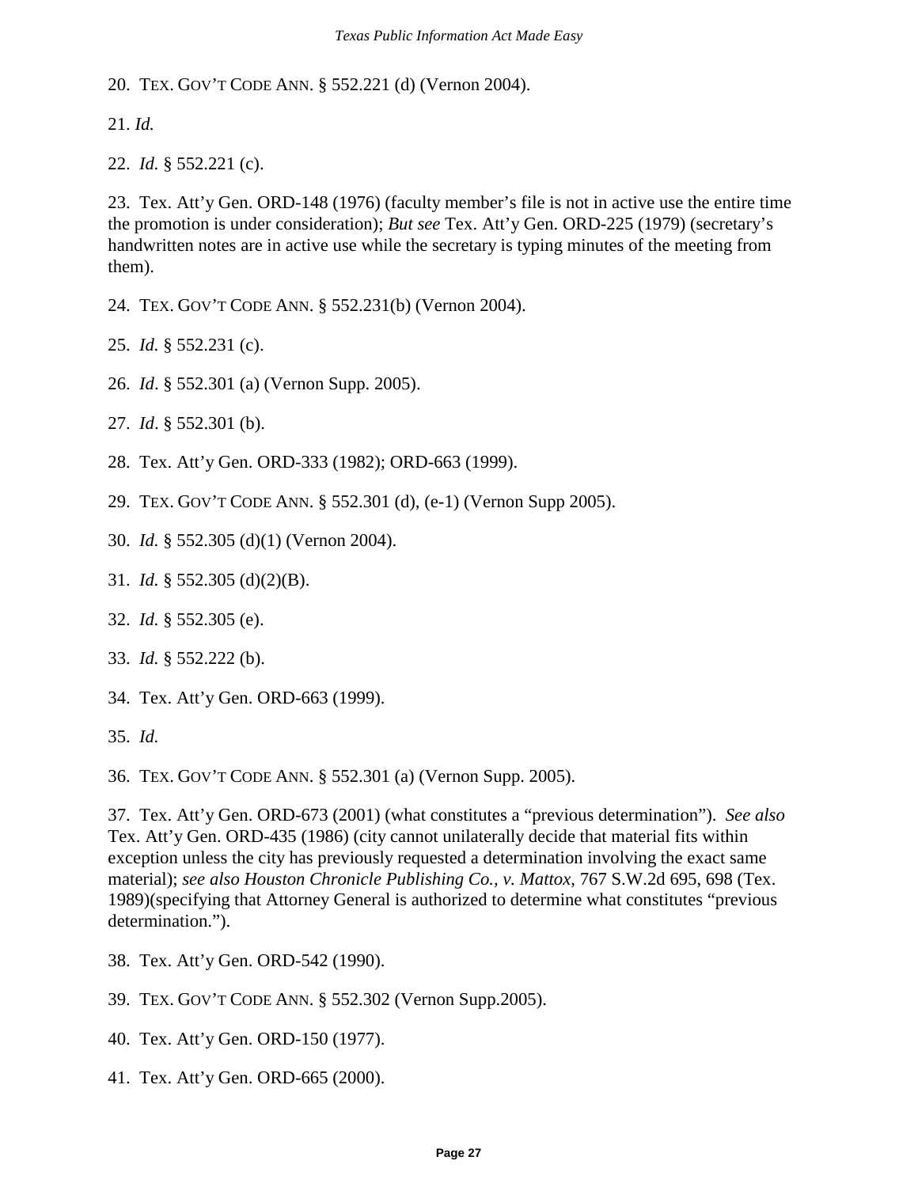20. TEX. GOV'T CODE ANN. § 552.221 (d) (Vernon 2004).

21. *Id.*

22. *Id.* § 552.221 (c).

23. Tex. Att'y Gen. ORD-148 (1976) (faculty member's file is not in active use the entire time the promotion is under consideration); *But see* Tex. Att'y Gen. ORD-225 (1979) (secretary's handwritten notes are in active use while the secretary is typing minutes of the meeting from them).

24. TEX. GOV'T CODE ANN. § 552.231(b) (Vernon 2004).

25. *Id.* § 552.231 (c).

26. *Id*. § 552.301 (a) (Vernon Supp. 2005).

27. *Id*. § 552.301 (b).

28. Tex. Att'y Gen. ORD-333 (1982); ORD-663 (1999).

29. TEX. GOV'T CODE ANN. § 552.301 (d), (e-1) (Vernon Supp 2005).

30. *Id.* § 552.305 (d)(1) (Vernon 2004).

31. *Id.* § 552.305 (d)(2)(B).

32. *Id.* § 552.305 (e).

33. *Id.* § 552.222 (b).

34. Tex. Att'y Gen. ORD-663 (1999).

35. *Id.*

36. TEX. GOV'T CODE ANN. § 552.301 (a) (Vernon Supp. 2005).

37. Tex. Att'y Gen. ORD-673 (2001) (what constitutes a "previous determination"). *See also* Tex. Att'y Gen. ORD-435 (1986) (city cannot unilaterally decide that material fits within exception unless the city has previously requested a determination involving the exact same material); *see also Houston Chronicle Publishing Co., v. Mattox*, 767 S.W.2d 695, 698 (Tex. 1989)(specifying that Attorney General is authorized to determine what constitutes "previous determination.").

38. Tex. Att'y Gen. ORD-542 (1990).

39. TEX. GOV'T CODE ANN. § 552.302 (Vernon Supp.2005).

40. Tex. Att'y Gen. ORD-150 (1977).

41. Tex. Att'y Gen. ORD-665 (2000).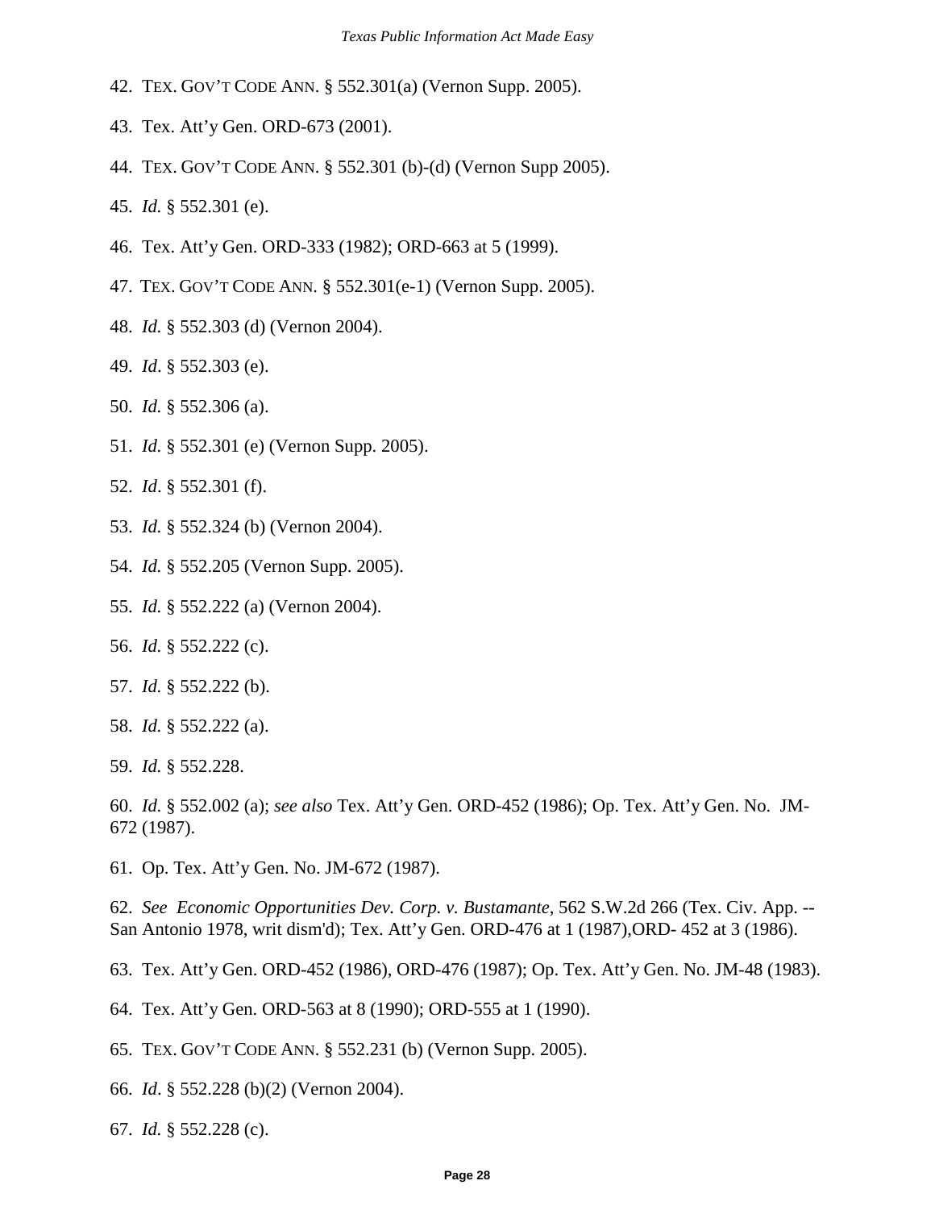42. TEX. GOV'T CODE ANN. § 552.301(a) (Vernon Supp. 2005).

43. Tex. Att'y Gen. ORD-673 (2001).

44. TEX. GOV'T CODE ANN. § 552.301 (b)-(d) (Vernon Supp 2005).

45. *Id.* § 552.301 (e).

46. Tex. Att'y Gen. ORD-333 (1982); ORD-663 at 5 (1999).

47. TEX. GOV'T CODE ANN. § 552.301(e-1) (Vernon Supp. 2005).

48. *Id.* § 552.303 (d) (Vernon 2004).

49. *Id*. § 552.303 (e).

50. *Id.* § 552.306 (a).

51. *Id.* § 552.301 (e) (Vernon Supp. 2005).

52. *Id*. § 552.301 (f).

53. *Id.* § 552.324 (b) (Vernon 2004).

54. *Id.* § 552.205 (Vernon Supp. 2005).

55. *Id.* § 552.222 (a) (Vernon 2004).

56. *Id.* § 552.222 (c).

57. *Id.* § 552.222 (b).

58. *Id.* § 552.222 (a).

59. *Id.* § 552.228.

60. *Id.* § 552.002 (a); *see also* Tex. Att'y Gen. ORD-452 (1986); Op. Tex. Att'y Gen. No. JM-672 (1987).

61. Op. Tex. Att'y Gen. No. JM-672 (1987).

62. *See Economic Opportunities Dev. Corp. v. Bustamante*, 562 S.W.2d 266 (Tex. Civ. App. -- San Antonio 1978, writ dism'd); Tex. Att'y Gen. ORD-476 at 1 (1987),ORD- 452 at 3 (1986).

63. Tex. Att'y Gen. ORD-452 (1986), ORD-476 (1987); Op. Tex. Att'y Gen. No. JM-48 (1983).

64. Tex. Att'y Gen. ORD-563 at 8 (1990); ORD-555 at 1 (1990).

65. TEX. GOV'T CODE ANN. § 552.231 (b) (Vernon Supp. 2005).

66. *Id*. § 552.228 (b)(2) (Vernon 2004).

67. *Id.* § 552.228 (c).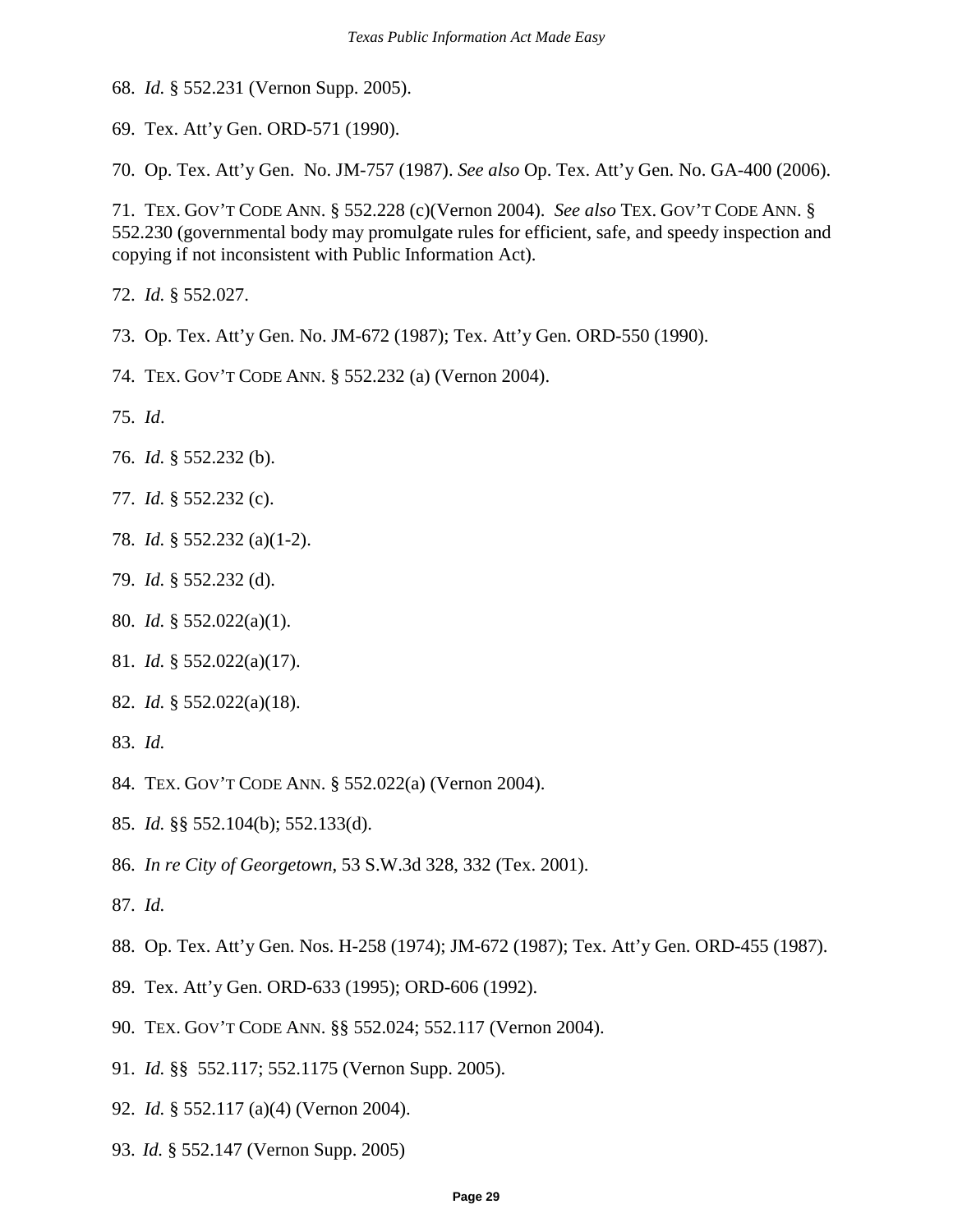68. *Id.* § 552.231 (Vernon Supp. 2005).

69. Tex. Att'y Gen. ORD-571 (1990).

70. Op. Tex. Att'y Gen. No. JM-757 (1987). *See also* Op. Tex. Att'y Gen. No. GA-400 (2006).

71. TEX. GOV'T CODE ANN. § 552.228 (c)(Vernon 2004). *See also* TEX. GOV'T CODE ANN. § 552.230 (governmental body may promulgate rules for efficient, safe, and speedy inspection and copying if not inconsistent with Public Information Act).

72. *Id.* § 552.027.

73. Op. Tex. Att'y Gen. No. JM-672 (1987); Tex. Att'y Gen. ORD-550 (1990).

74. TEX. GOV'T CODE ANN. § 552.232 (a) (Vernon 2004).

75. *Id*.

76. *Id.* § 552.232 (b).

77. *Id.* § 552.232 (c).

78. *Id.* § 552.232 (a)(1-2).

79. *Id.* § 552.232 (d).

80. *Id.* § 552.022(a)(1).

81. *Id.* § 552.022(a)(17).

82. *Id.* § 552.022(a)(18).

83. *Id.*

84. TEX. GOV'T CODE ANN. § 552.022(a) (Vernon 2004).

85. *Id.* §§ 552.104(b); 552.133(d).

86. *In re City of Georgetown,* 53 S.W.3d 328, 332 (Tex. 2001).

87. *Id.*

88. Op. Tex. Att'y Gen. Nos. H-258 (1974); JM-672 (1987); Tex. Att'y Gen. ORD-455 (1987).

89. Tex. Att'y Gen. ORD-633 (1995); ORD-606 (1992).

90. TEX. GOV'T CODE ANN. §§ 552.024; 552.117 (Vernon 2004).

91. *Id.* §§ 552.117; 552.1175 (Vernon Supp. 2005).

92. *Id.* § 552.117 (a)(4) (Vernon 2004).

93. *Id.* § 552.147 (Vernon Supp. 2005)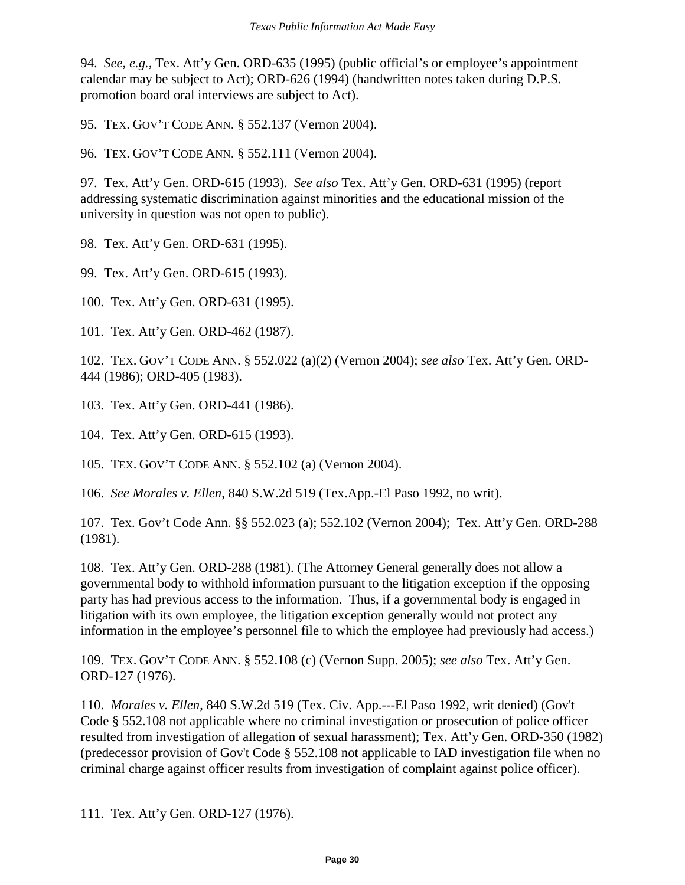94. *See, e.g.*, Tex. Att'y Gen. ORD-635 (1995) (public official's or employee's appointment calendar may be subject to Act); ORD-626 (1994) (handwritten notes taken during D.P.S. promotion board oral interviews are subject to Act).

95. TEX. GOV'T CODE ANN. § 552.137 (Vernon 2004).

96. TEX. GOV'T CODE ANN. § 552.111 (Vernon 2004).

97. Tex. Att'y Gen. ORD-615 (1993). *See also* Tex. Att'y Gen. ORD-631 (1995) (report addressing systematic discrimination against minorities and the educational mission of the university in question was not open to public).

98. Tex. Att'y Gen. ORD-631 (1995).

99. Tex. Att'y Gen. ORD-615 (1993).

100. Tex. Att'y Gen. ORD-631 (1995).

101. Tex. Att'y Gen. ORD-462 (1987).

102. TEX. GOV'T CODE ANN. § 552.022 (a)(2) (Vernon 2004); *see also* Tex. Att'y Gen. ORD-444 (1986); ORD-405 (1983).

103. Tex. Att'y Gen. ORD-441 (1986).

104. Tex. Att'y Gen. ORD-615 (1993).

105. TEX. GOV'T CODE ANN. § 552.102 (a) (Vernon 2004).

106. *See Morales v. Ellen*, 840 S.W.2d 519 (Tex.App.-El Paso 1992, no writ).

107. Tex. Gov't Code Ann. §§ 552.023 (a); 552.102 (Vernon 2004); Tex. Att'y Gen. ORD-288 (1981).

108. Tex. Att'y Gen. ORD-288 (1981). (The Attorney General generally does not allow a governmental body to withhold information pursuant to the litigation exception if the opposing party has had previous access to the information. Thus, if a governmental body is engaged in litigation with its own employee, the litigation exception generally would not protect any information in the employee's personnel file to which the employee had previously had access.)

109. TEX. GOV'T CODE ANN. § 552.108 (c) (Vernon Supp. 2005); *see also* Tex. Att'y Gen. ORD-127 (1976).

110. *Morales v. Ellen*, 840 S.W.2d 519 (Tex. Civ. App.---El Paso 1992, writ denied) (Gov't Code § 552.108 not applicable where no criminal investigation or prosecution of police officer resulted from investigation of allegation of sexual harassment); Tex. Att'y Gen. ORD-350 (1982) (predecessor provision of Gov't Code § 552.108 not applicable to IAD investigation file when no criminal charge against officer results from investigation of complaint against police officer).

111. Tex. Att'y Gen. ORD-127 (1976).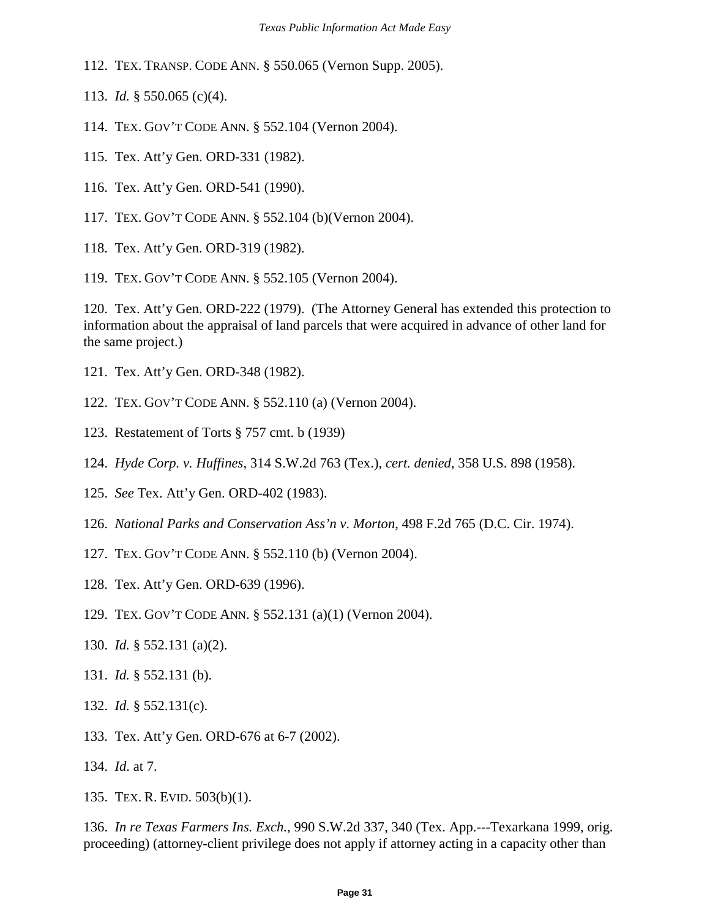112. TEX. TRANSP. CODE ANN. § 550.065 (Vernon Supp. 2005).

113. *Id.* § 550.065 (c)(4).

114. TEX. GOV'T CODE ANN. § 552.104 (Vernon 2004).

115. Tex. Att'y Gen. ORD-331 (1982).

116. Tex. Att'y Gen. ORD-541 (1990).

117. TEX. GOV'T CODE ANN. § 552.104 (b)(Vernon 2004).

118. Tex. Att'y Gen. ORD-319 (1982).

119. TEX. GOV'T CODE ANN. § 552.105 (Vernon 2004).

120. Tex. Att'y Gen. ORD-222 (1979). (The Attorney General has extended this protection to information about the appraisal of land parcels that were acquired in advance of other land for the same project.)

121. Tex. Att'y Gen. ORD-348 (1982).

122. TEX. GOV'T CODE ANN. § 552.110 (a) (Vernon 2004).

123. Restatement of Torts § 757 cmt. b (1939)

124. *Hyde Corp. v. Huffines*, 314 S.W.2d 763 (Tex.), *cert. denied*, 358 U.S. 898 (1958).

125. *See* Tex. Att'y Gen. ORD-402 (1983).

126. *National Parks and Conservation Ass'n v. Morton*, 498 F.2d 765 (D.C. Cir. 1974).

127. TEX. GOV'T CODE ANN. § 552.110 (b) (Vernon 2004).

128. Tex. Att'y Gen. ORD-639 (1996).

129. TEX. GOV'T CODE ANN. § 552.131 (a)(1) (Vernon 2004).

130. *Id.* § 552.131 (a)(2).

131. *Id.* § 552.131 (b).

132. *Id.* § 552.131(c).

133. Tex. Att'y Gen. ORD-676 at 6-7 (2002).

134. *Id*. at 7.

135. TEX. R. EVID. 503(b)(1).

136. *In re Texas Farmers Ins. Exch.*, 990 S.W.2d 337, 340 (Tex. App.---Texarkana 1999, orig. proceeding) (attorney-client privilege does not apply if attorney acting in a capacity other than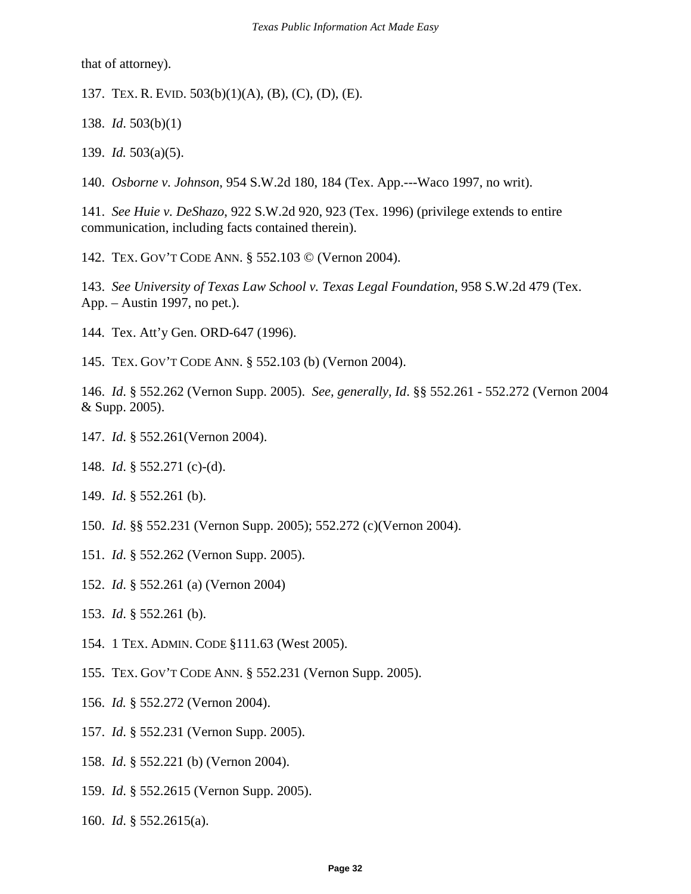that of attorney).

137. TEX. R. EVID. 503(b)(1)(A), (B), (C), (D), (E).

138. *Id*. 503(b)(1)

139. *Id.* 503(a)(5).

140. *Osborne v. Johnson*, 954 S.W.2d 180, 184 (Tex. App.---Waco 1997, no writ).

141. *See Huie v. DeShazo*, 922 S.W.2d 920, 923 (Tex. 1996) (privilege extends to entire communication, including facts contained therein).

142. TEX. GOV'T CODE ANN. § 552.103 © (Vernon 2004).

143. *See University of Texas Law School v. Texas Legal Foundation*, 958 S.W.2d 479 (Tex. App. – Austin 1997, no pet.).

144. Tex. Att'y Gen. ORD-647 (1996).

145. TEX. GOV'T CODE ANN. § 552.103 (b) (Vernon 2004).

146. *Id*. § 552.262 (Vernon Supp. 2005). *See, generally, Id*. §§ 552.261 - 552.272 (Vernon 2004 & Supp. 2005).

147. *Id*. § 552.261(Vernon 2004).

148. *Id*. § 552.271 (c)-(d).

149. *Id*. § 552.261 (b).

150. *Id*. §§ 552.231 (Vernon Supp. 2005); 552.272 (c)(Vernon 2004).

151. *Id*. § 552.262 (Vernon Supp. 2005).

152. *Id*. § 552.261 (a) (Vernon 2004)

153. *Id*. § 552.261 (b).

154. 1 TEX. ADMIN. CODE §111.63 (West 2005).

155. TEX. GOV'T CODE ANN. § 552.231 (Vernon Supp. 2005).

156. *Id.* § 552.272 (Vernon 2004).

157. *Id*. § 552.231 (Vernon Supp. 2005).

158. *Id*. § 552.221 (b) (Vernon 2004).

159. *Id*. § 552.2615 (Vernon Supp. 2005).

160. *Id*. § 552.2615(a).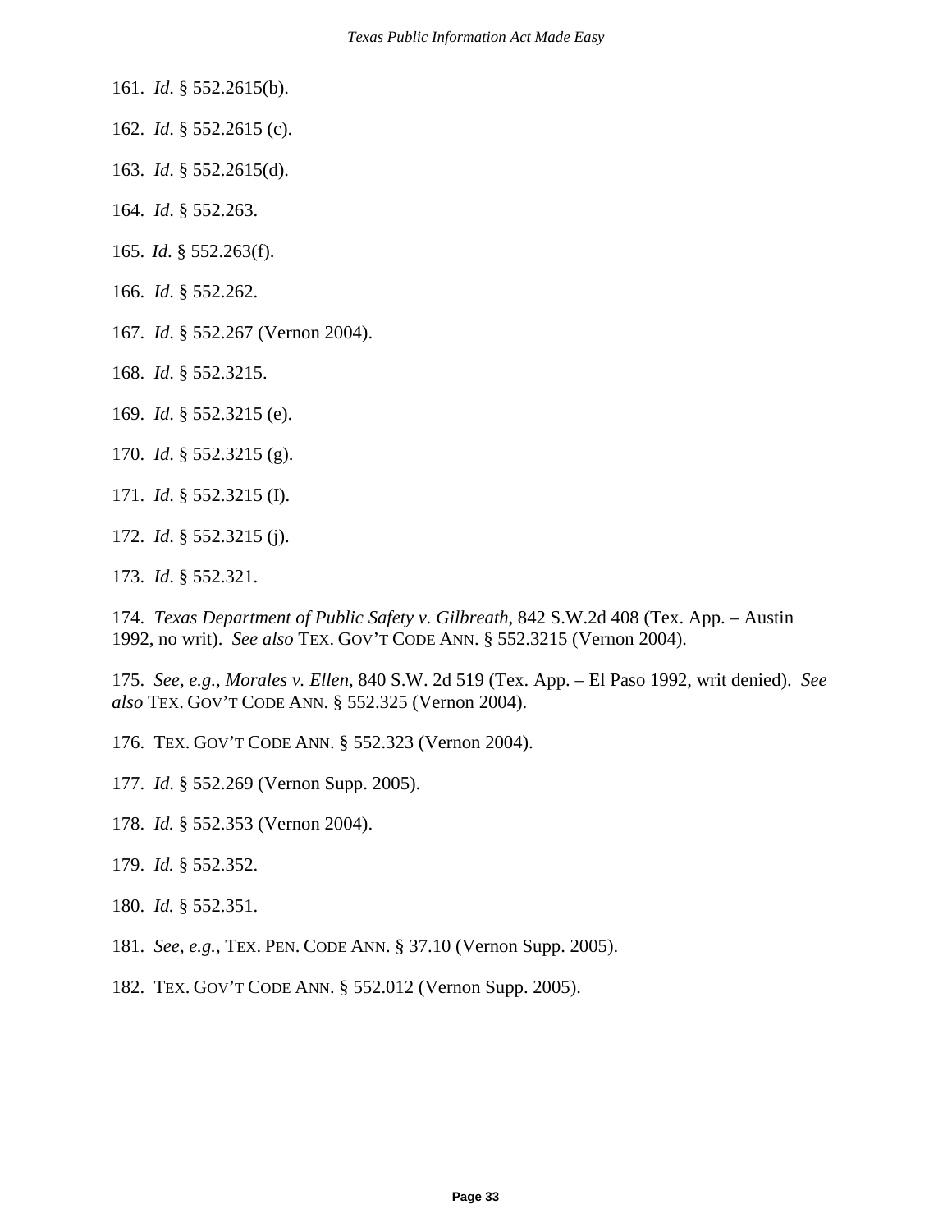161. *Id*. § 552.2615(b).

162. *Id*. § 552.2615 (c).

163. *Id*. § 552.2615(d).

164. *Id*. § 552.263.

165. *Id*. § 552.263(f).

166. *Id*. § 552.262.

167. *Id*. § 552.267 (Vernon 2004).

168. *Id*. § 552.3215.

169. *Id*. § 552.3215 (e).

170. *Id*. § 552.3215 (g).

171. *Id*. § 552.3215 (I).

172. *Id*. § 552.3215 (j).

173. *Id*. § 552.321.

174. *Texas Department of Public Safety v. Gilbreath*, 842 S.W.2d 408 (Tex. App. – Austin 1992, no writ). *See also* TEX. GOV'T CODE ANN. § 552.3215 (Vernon 2004).

175. *See, e.g., Morales v. Ellen*, 840 S.W. 2d 519 (Tex. App. – El Paso 1992, writ denied). *See also* TEX. GOV'T CODE ANN. § 552.325 (Vernon 2004).

176. TEX. GOV'T CODE ANN. § 552.323 (Vernon 2004).

177. *Id*. § 552.269 (Vernon Supp. 2005).

178. *Id.* § 552.353 (Vernon 2004).

179. *Id.* § 552.352.

180. *Id.* § 552.351.

181. *See, e.g.,* TEX. PEN. CODE ANN. § 37.10 (Vernon Supp. 2005).

182. TEX. GOV'T CODE ANN. § 552.012 (Vernon Supp. 2005).